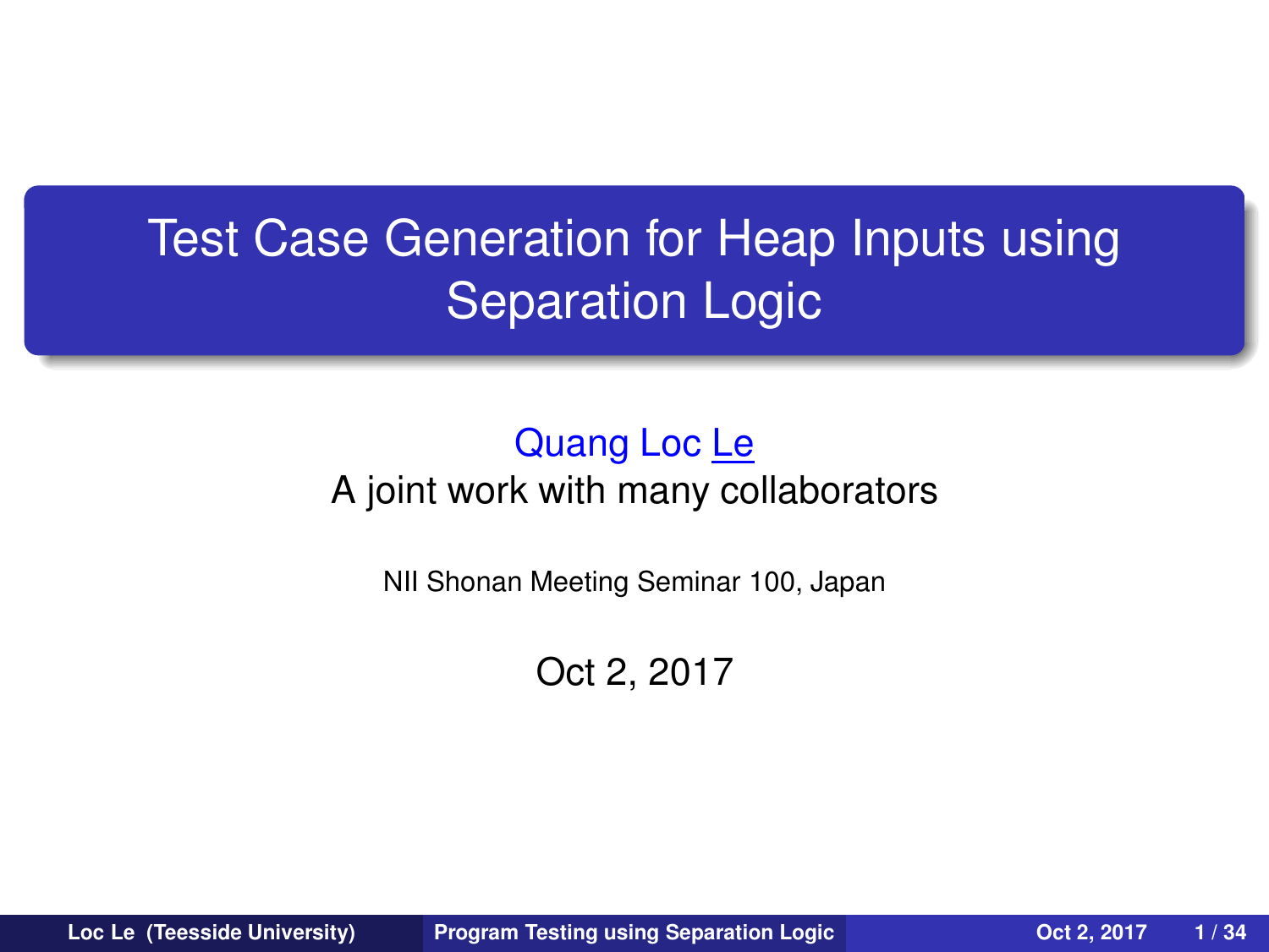# Test Case Generation for Heap Inputs using Separation Logic

Quang Loc Le

A joint work with many collaborators

NII Shonan Meeting Seminar 100, Japan

Oct 2, 2017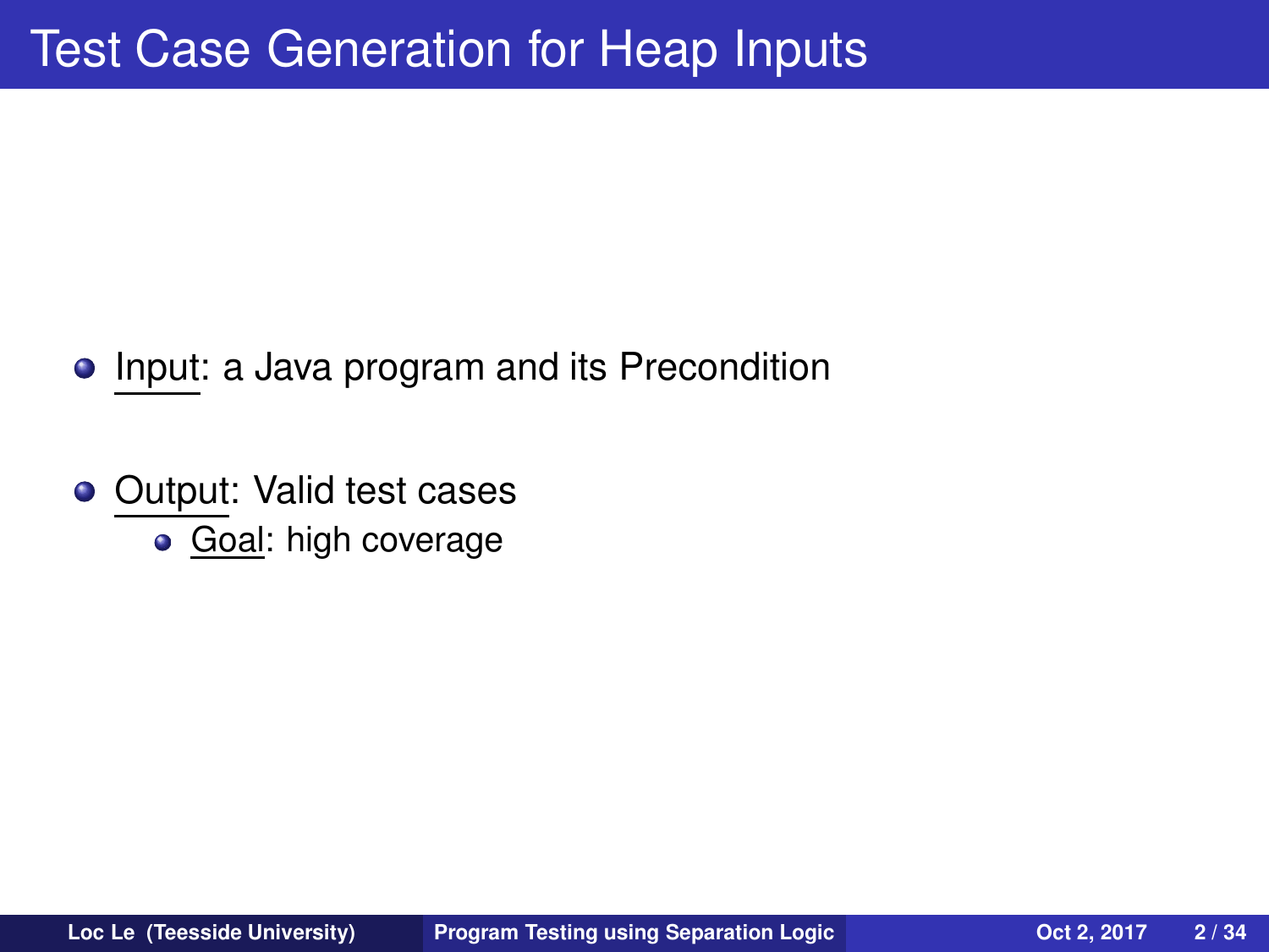# Test Case Generation for Heap Inputs

- Input: a Java program and its Precondition
- Output: Valid test cases
  - Goal: high coverage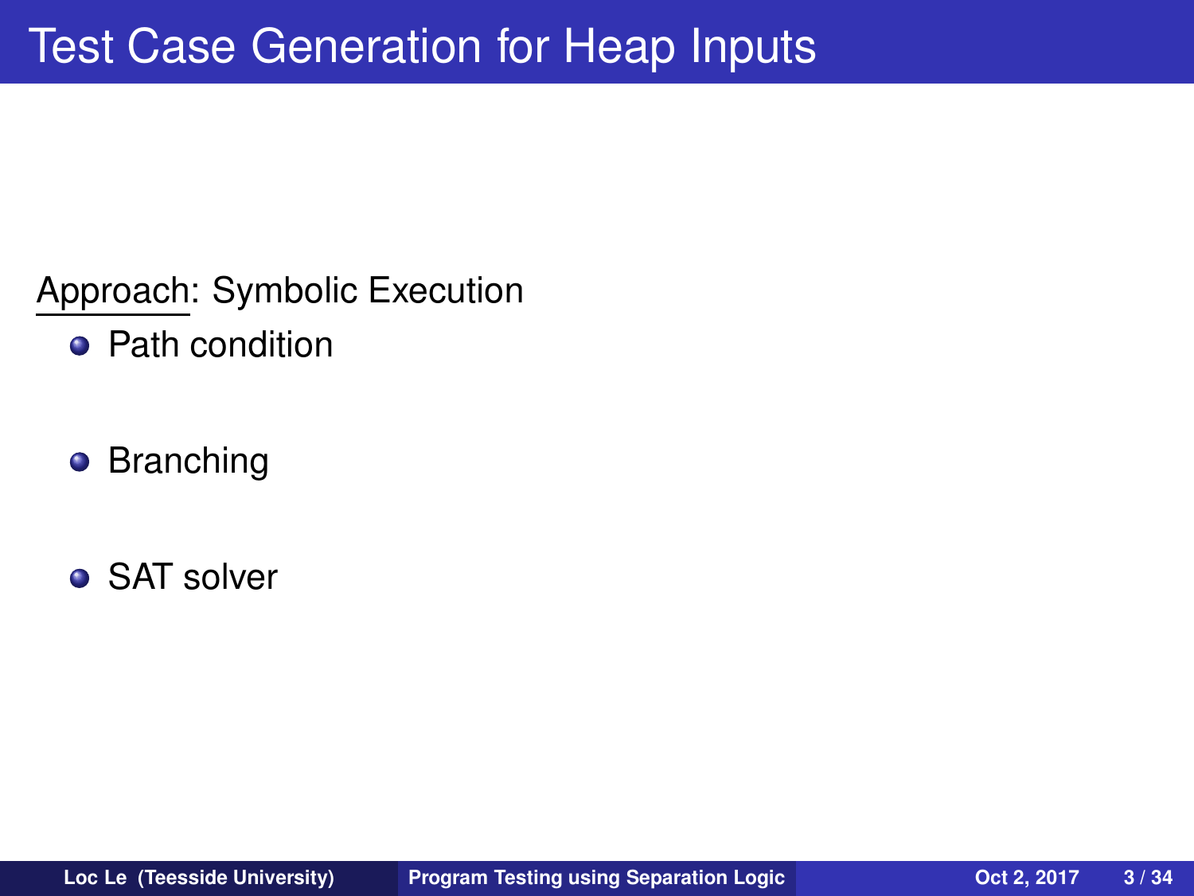# Test Case Generation for Heap Inputs

Approach: Symbolic Execution

- Path condition
- Branching
- SAT solver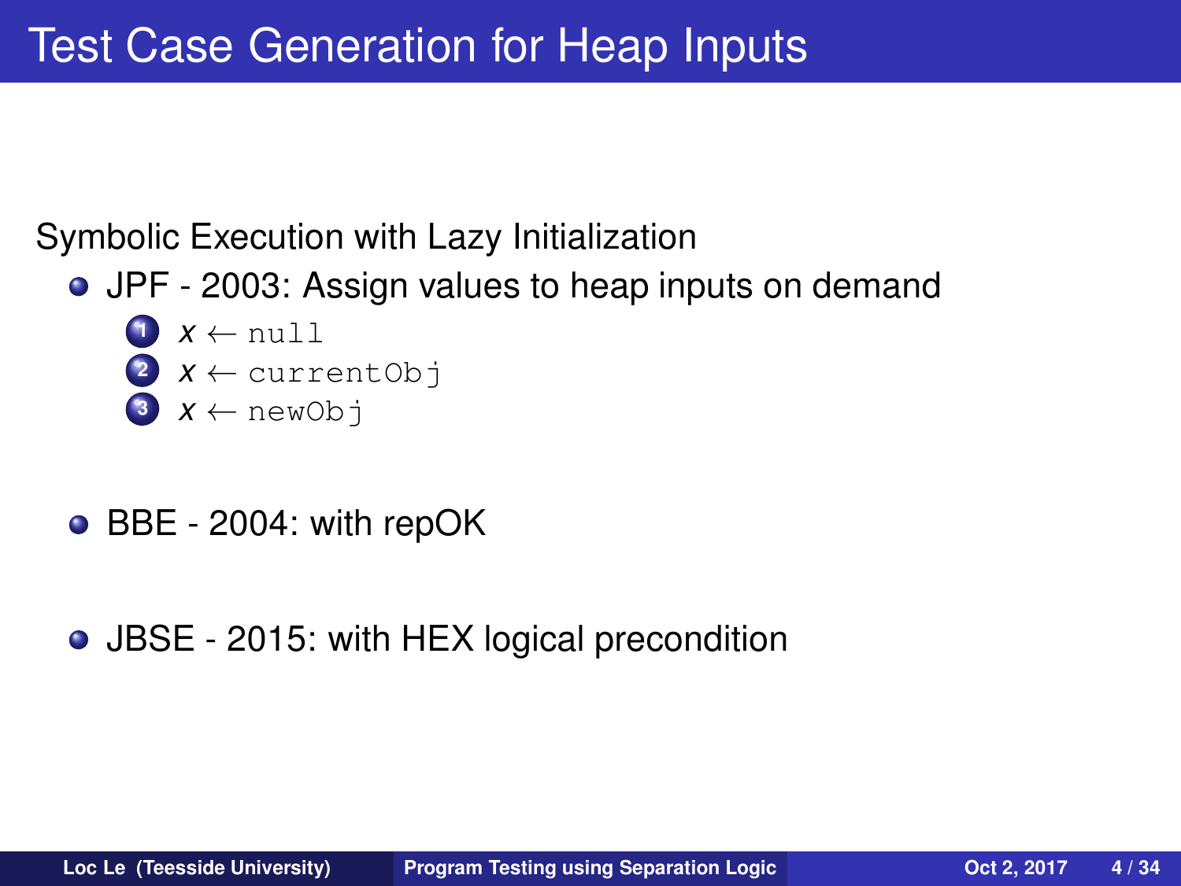# Test Case Generation for Heap Inputs

Symbolic Execution with Lazy Initialization

- JPF - 2003: Assign values to heap inputs on demand
  1. $x \leftarrow$ `null`
  2. $x \leftarrow$ `currentObj`
  3. $x \leftarrow$ `newObj`
- BBE - 2004: with repOK
- JBSE - 2015: with HEX logical precondition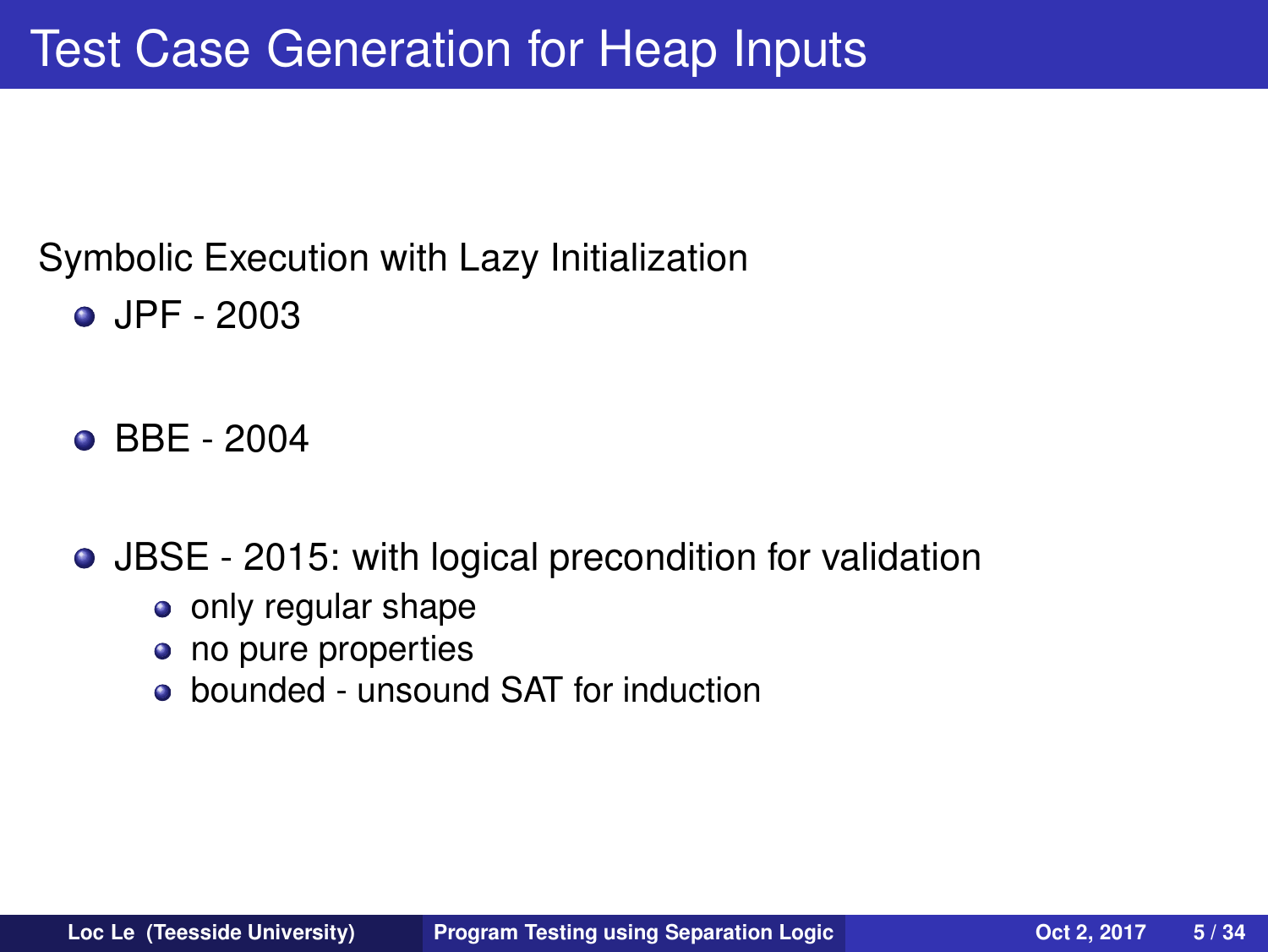# Test Case Generation for Heap Inputs

Symbolic Execution with Lazy Initialization

- JPF - 2003
- BBE - 2004
- JBSE - 2015: with logical precondition for validation
  - only regular shape
  - no pure properties
  - bounded - unsound SAT for induction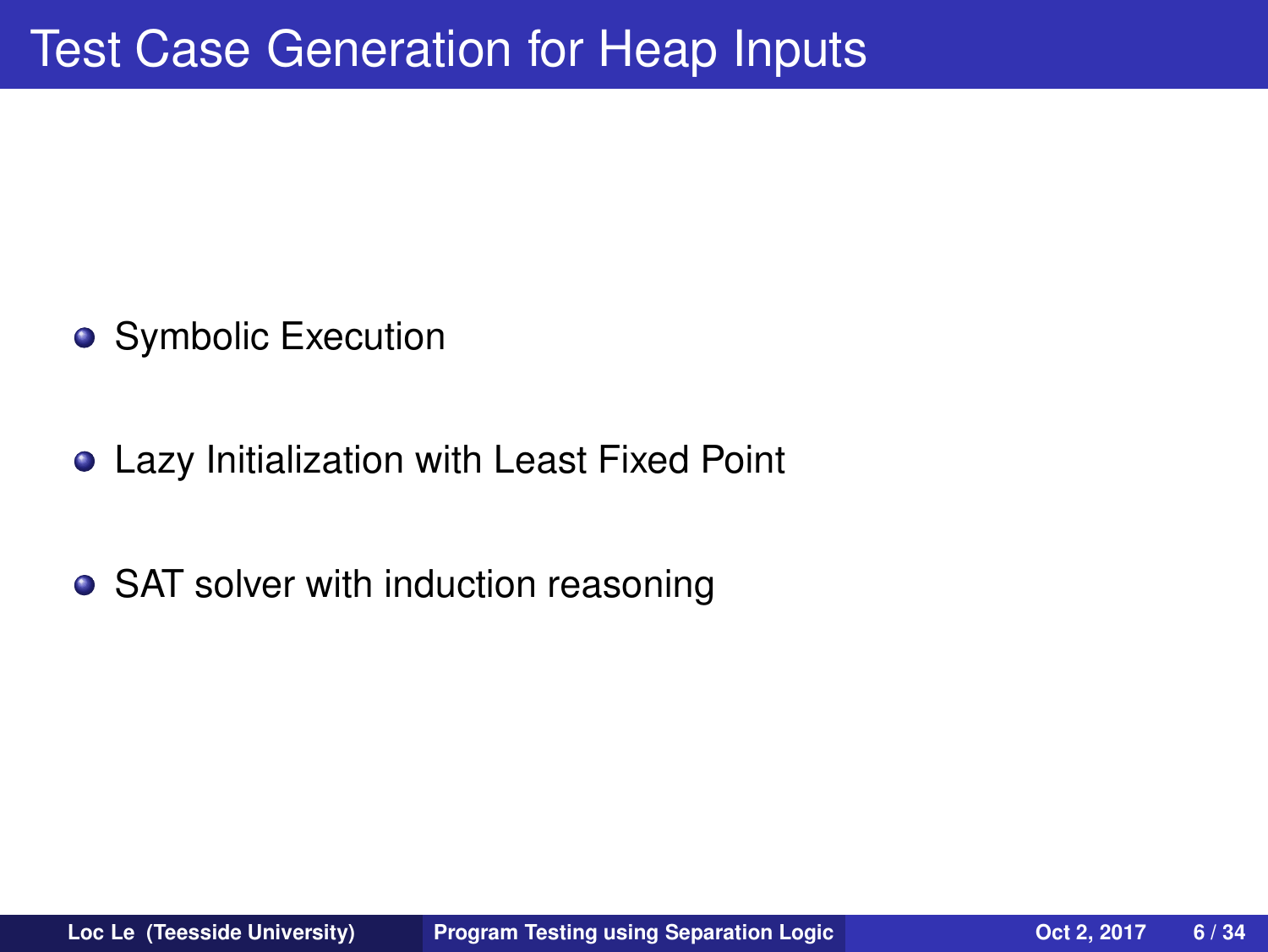# Test Case Generation for Heap Inputs

- Symbolic Execution
- Lazy Initialization with Least Fixed Point
- SAT solver with induction reasoning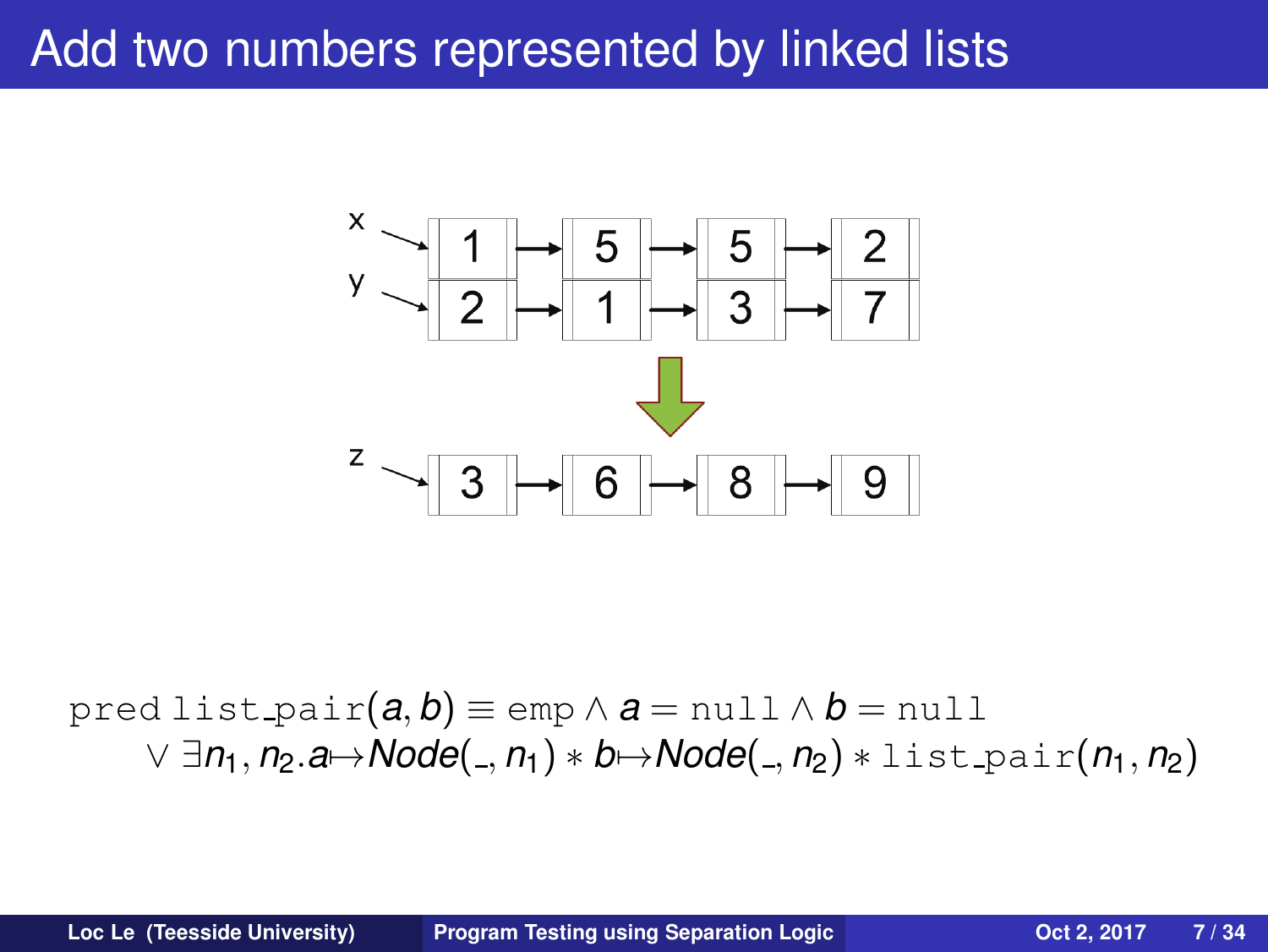# Add two numbers represented by linked lists

x → 1 → 5 → 5 → 2

y → 2 → 1 → 3 → 7

z → 3 → 6 → 8 → 9

$$\texttt{pred list\_pair}(a, b) \equiv \texttt{emp} \wedge a = \texttt{null} \wedge b = \texttt{null}$$
$$\vee\ \exists n_1, n_2 . a \mapsto Node(\_, n_1) * b \mapsto Node(\_, n_2) * \texttt{list\_pair}(n_1, n_2)$$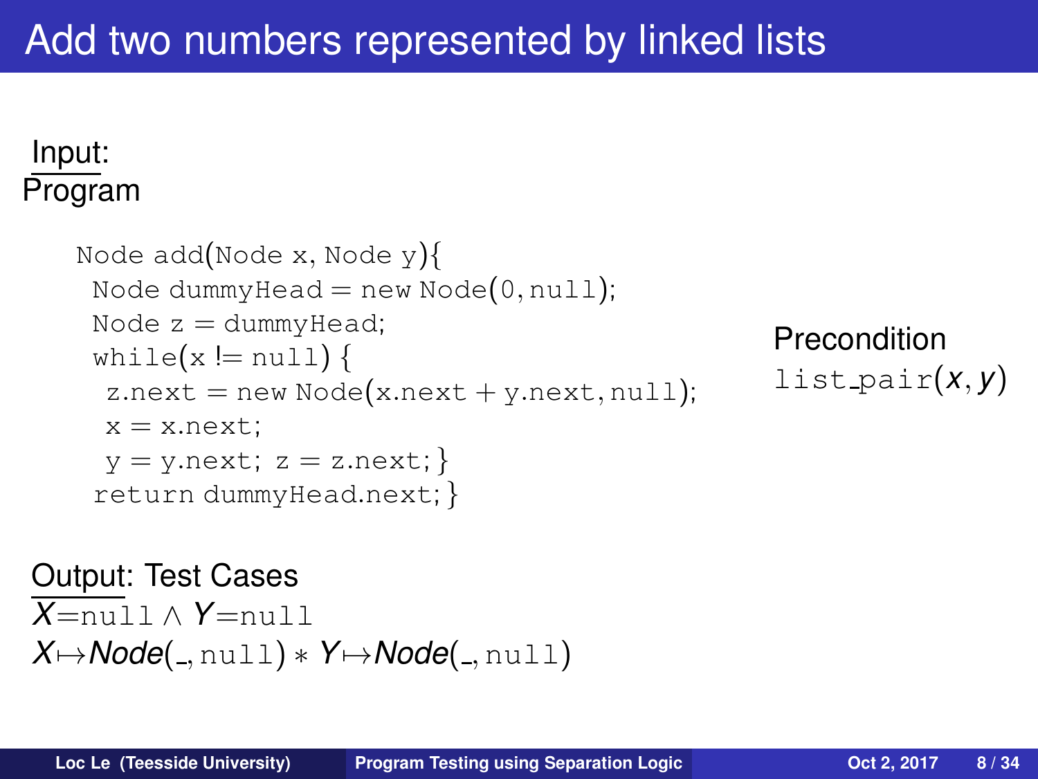# Add two numbers represented by linked lists

Input:

Program

```
Node add(Node x, Node y){
 Node dummyHead = new Node(0, null);
 Node z = dummyHead;
 while(x != null) {
  z.next = new Node(x.next + y.next, null);
  x = x.next;
  y = y.next; z = z.next;}
 return dummyHead.next;}
```

Precondition

$\texttt{list\_pair}(x, y)$

Output: Test Cases

$X{=}\texttt{null} \wedge Y{=}\texttt{null}$

$X{\mapsto}\textit{Node}(\_, \texttt{null}) * Y{\mapsto}\textit{Node}(\_, \texttt{null})$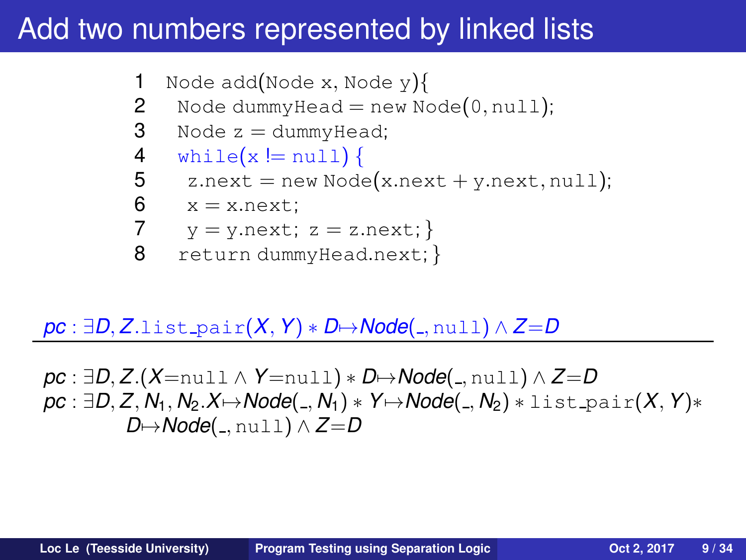# Add two numbers represented by linked lists

```
1  Node add(Node x, Node y){
2   Node dummyHead = new Node(0, null);
3   Node z = dummyHead;
4   while(x != null) {
5    z.next = new Node(x.next + y.next, null);
6    x = x.next;
7    y = y.next; z = z.next; }
8   return dummyHead.next; }
```

$$\frac{pc : \exists D, Z.\mathtt{list\_pair}(X, Y) * D \mapsto Node(\_, \mathtt{null}) \wedge Z = D}{\begin{array}{l} pc : \exists D, Z.(X = \mathtt{null} \wedge Y = \mathtt{null}) * D \mapsto Node(\_, \mathtt{null}) \wedge Z = D \\ pc : \exists D, Z, N_1, N_2.X \mapsto Node(\_, N_1) * Y \mapsto Node(\_, N_2) * \mathtt{list\_pair}(X, Y) * \\ \qquad D \mapsto Node(\_, \mathtt{null}) \wedge Z = D \end{array}}$$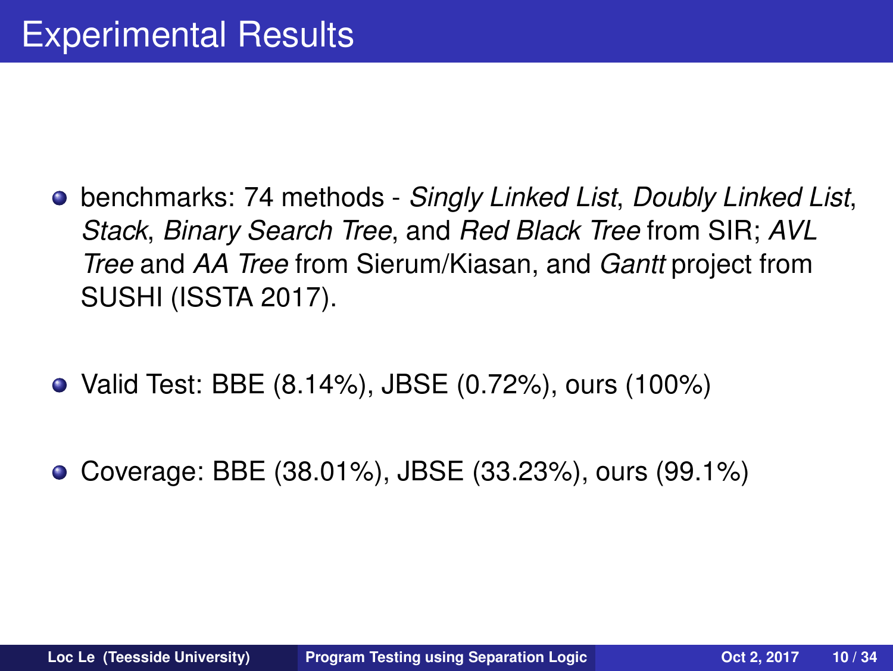# Experimental Results

- benchmarks: 74 methods - *Singly Linked List*, *Doubly Linked List*, *Stack*, *Binary Search Tree*, and *Red Black Tree* from SIR; *AVL Tree* and *AA Tree* from Sierum/Kiasan, and *Gantt* project from SUSHI (ISSTA 2017).
- Valid Test: BBE (8.14%), JBSE (0.72%), ours (100%)
- Coverage: BBE (38.01%), JBSE (33.23%), ours (99.1%)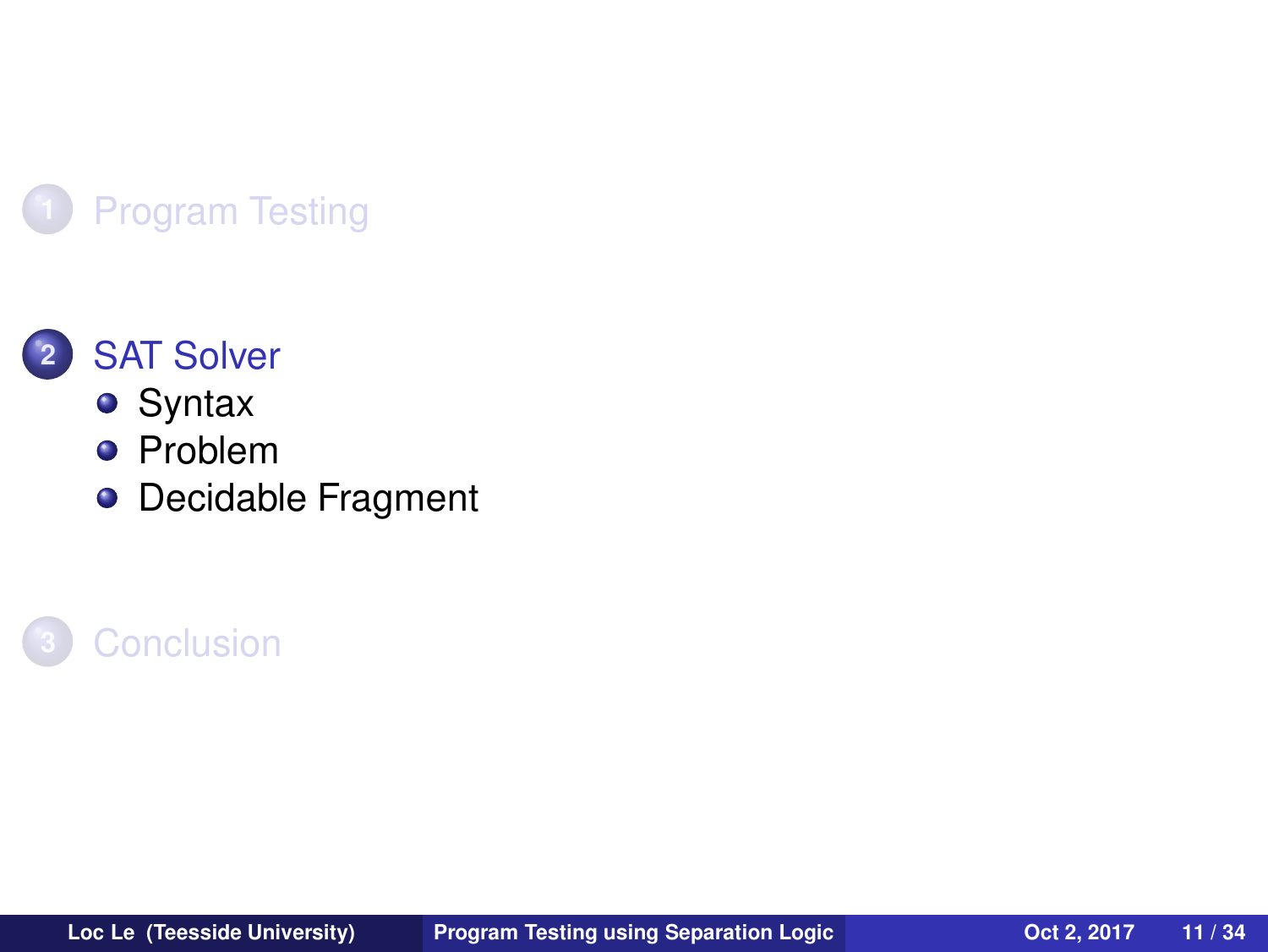1. Program Testing

2. SAT Solver
   - Syntax
   - Problem
   - Decidable Fragment

3. Conclusion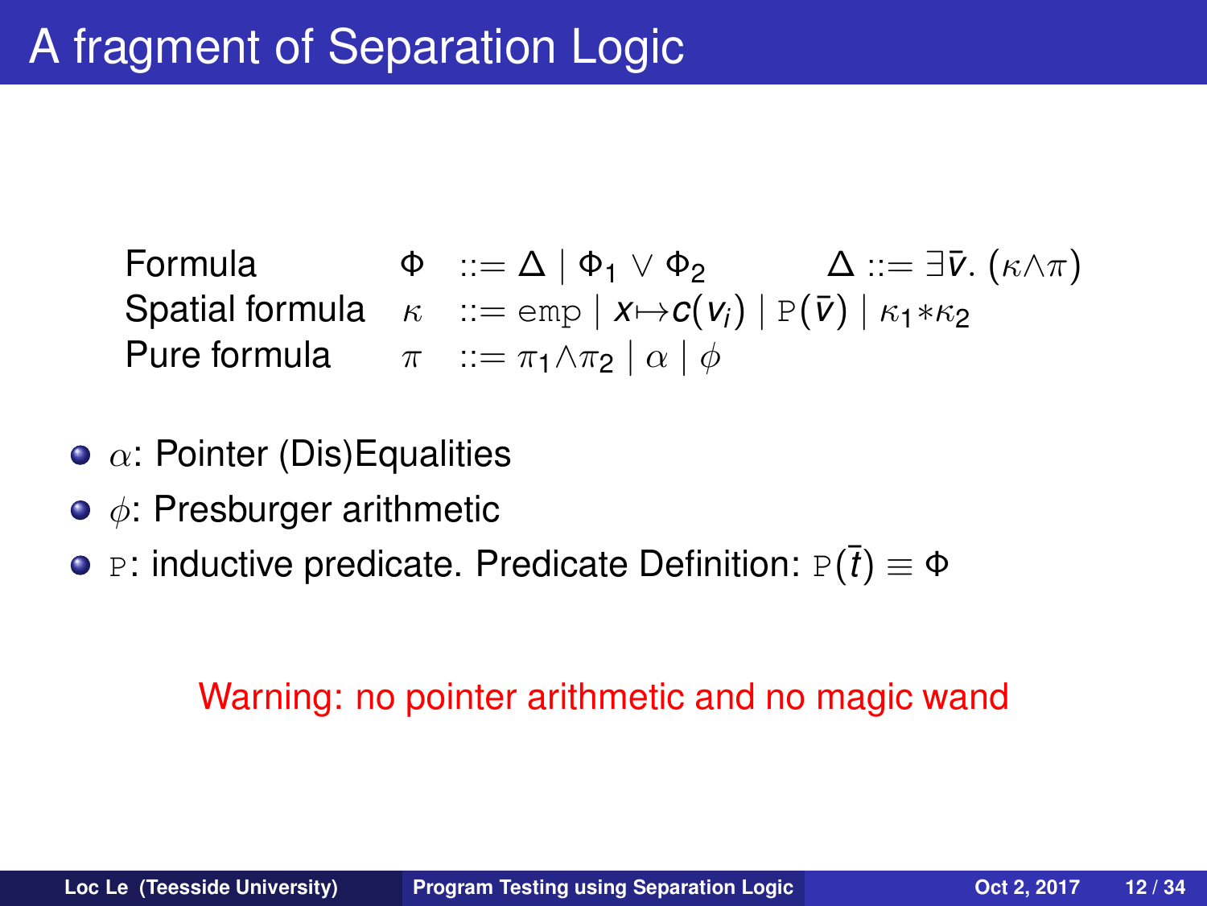# A fragment of Separation Logic

| | | |
|---|---|---|
| Formula | $\Phi$ | $::= \Delta \mid \Phi_1 \vee \Phi_2 \qquad \Delta ::= \exists \bar{v}.\ (\kappa \wedge \pi)$ |
| Spatial formula | $\kappa$ | $::= \texttt{emp} \mid x {\mapsto} c(v_i) \mid \texttt{P}(\bar{v}) \mid \kappa_1 {*} \kappa_2$ |
| Pure formula | $\pi$ | $::= \pi_1 \wedge \pi_2 \mid \alpha \mid \phi$ |

- $\alpha$: Pointer (Dis)Equalities
- $\phi$: Presburger arithmetic
- $\texttt{P}$: inductive predicate. Predicate Definition: $\texttt{P}(\bar{t}) \equiv \Phi$

Warning: no pointer arithmetic and no magic wand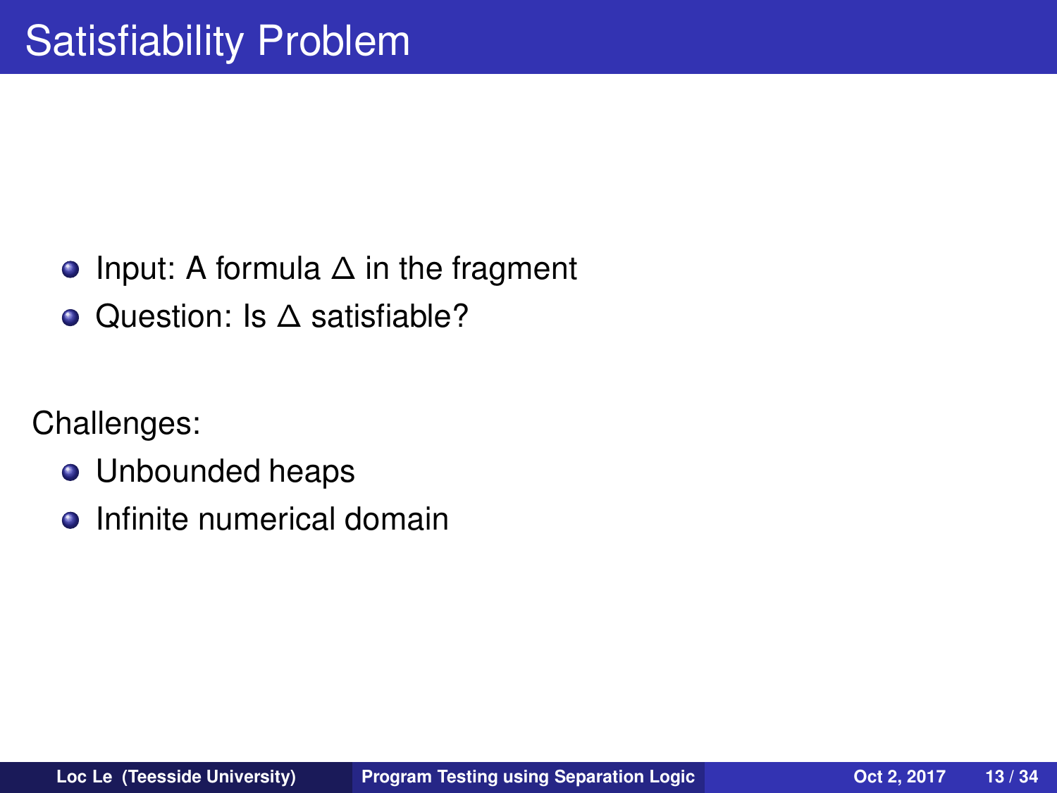# Satisfiability Problem

- Input: A formula $\Delta$ in the fragment
- Question: Is $\Delta$ satisfiable?

Challenges:

- Unbounded heaps
- Infinite numerical domain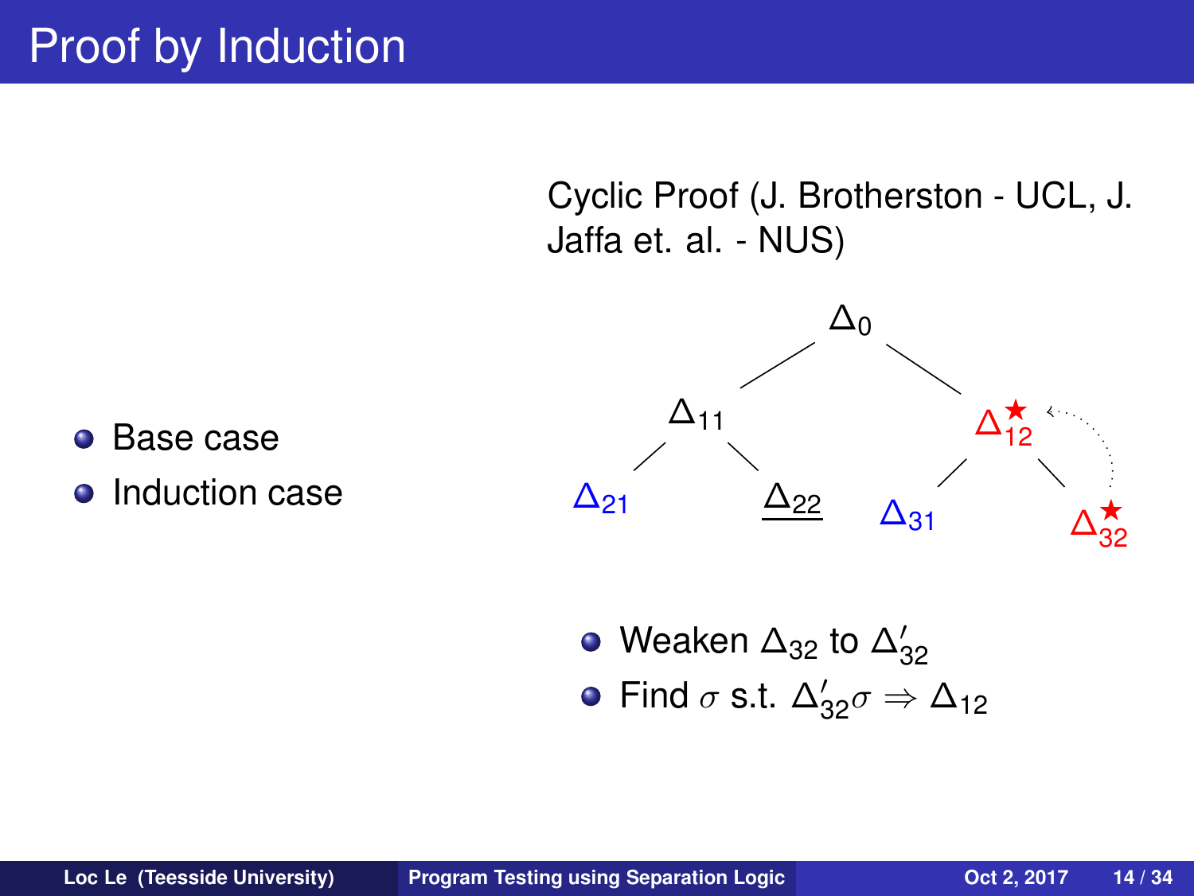# Proof by Induction

- Base case
- Induction case

Cyclic Proof (J. Brotherston - UCL, J. Jaffa et. al. - NUS)

$\Delta_0$

$\Delta_{11}$ $\Delta_{12}^{\star}$

$\Delta_{21}$ $\underline{\Delta_{22}}$ $\Delta_{31}$ $\Delta_{32}^{\star}$

- Weaken $\Delta_{32}$ to $\Delta'_{32}$
- Find $\sigma$ s.t. $\Delta'_{32}\sigma \Rightarrow \Delta_{12}$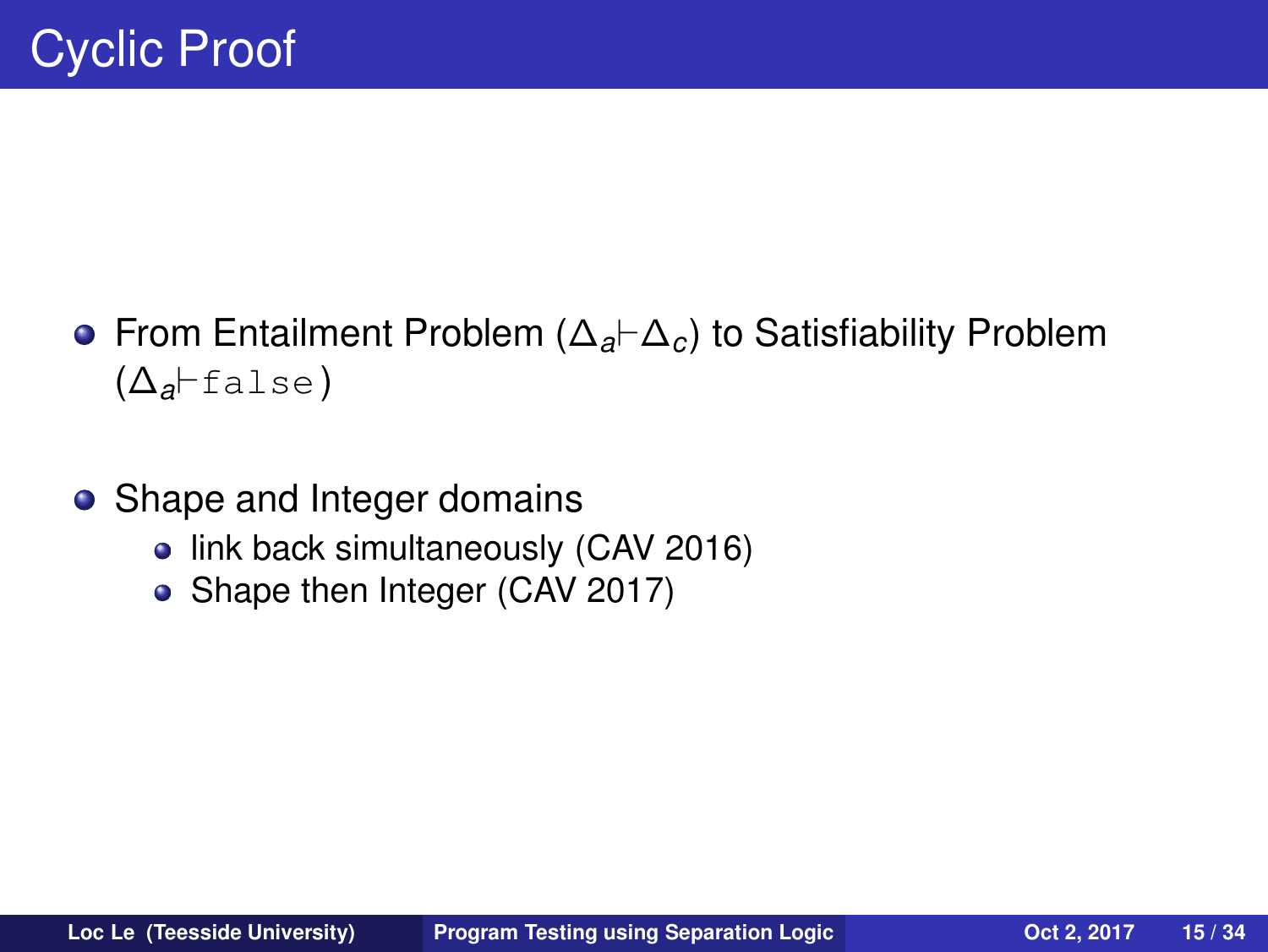# Cyclic Proof

- From Entailment Problem ($\Delta_a \vdash \Delta_c$) to Satisfiability Problem ($\Delta_a \vdash \texttt{false}$)

- Shape and Integer domains
  - link back simultaneously (CAV 2016)
  - Shape then Integer (CAV 2017)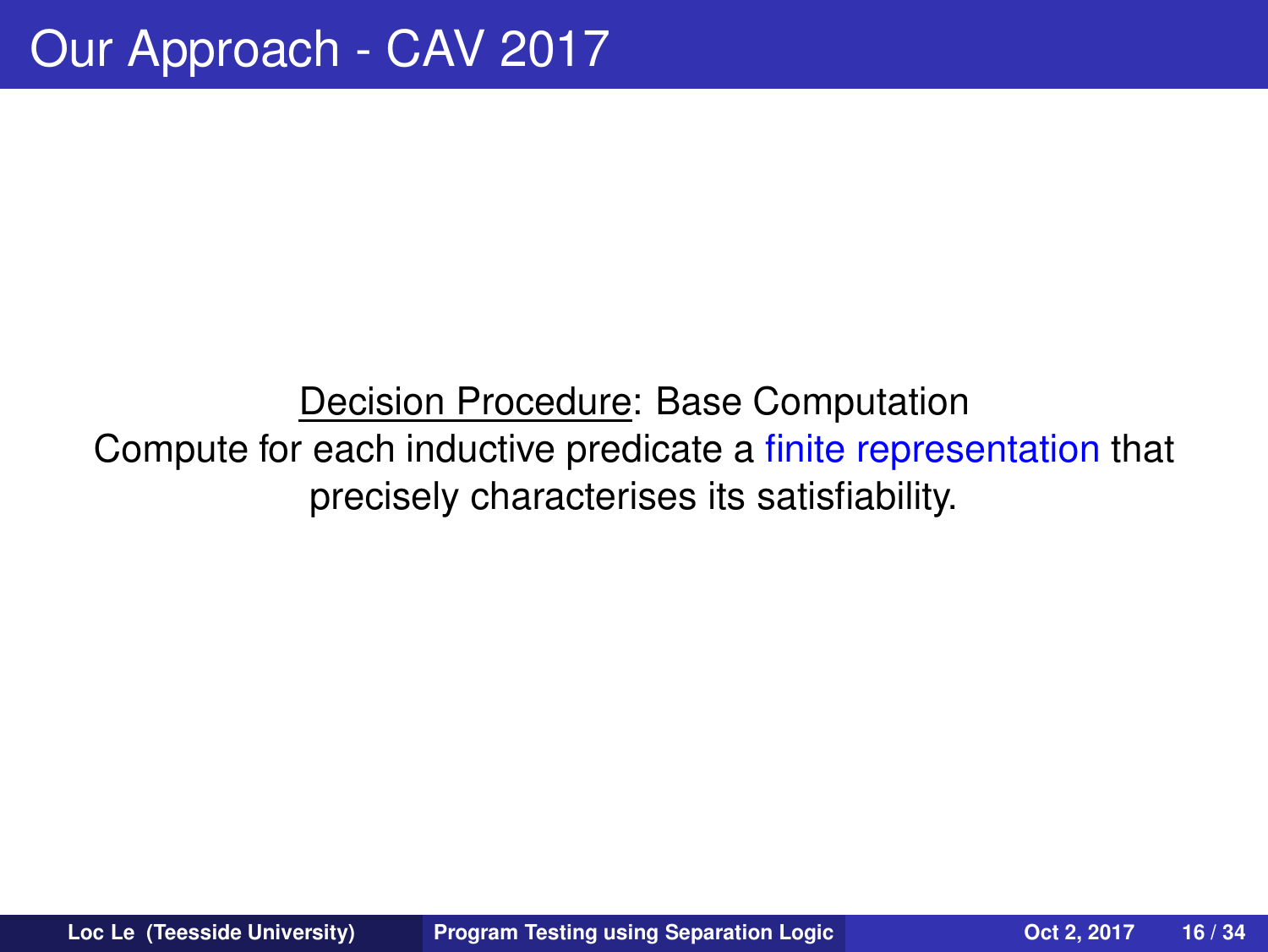# Our Approach - CAV 2017

Decision Procedure: Base Computation

Compute for each inductive predicate a finite representation that precisely characterises its satisfiability.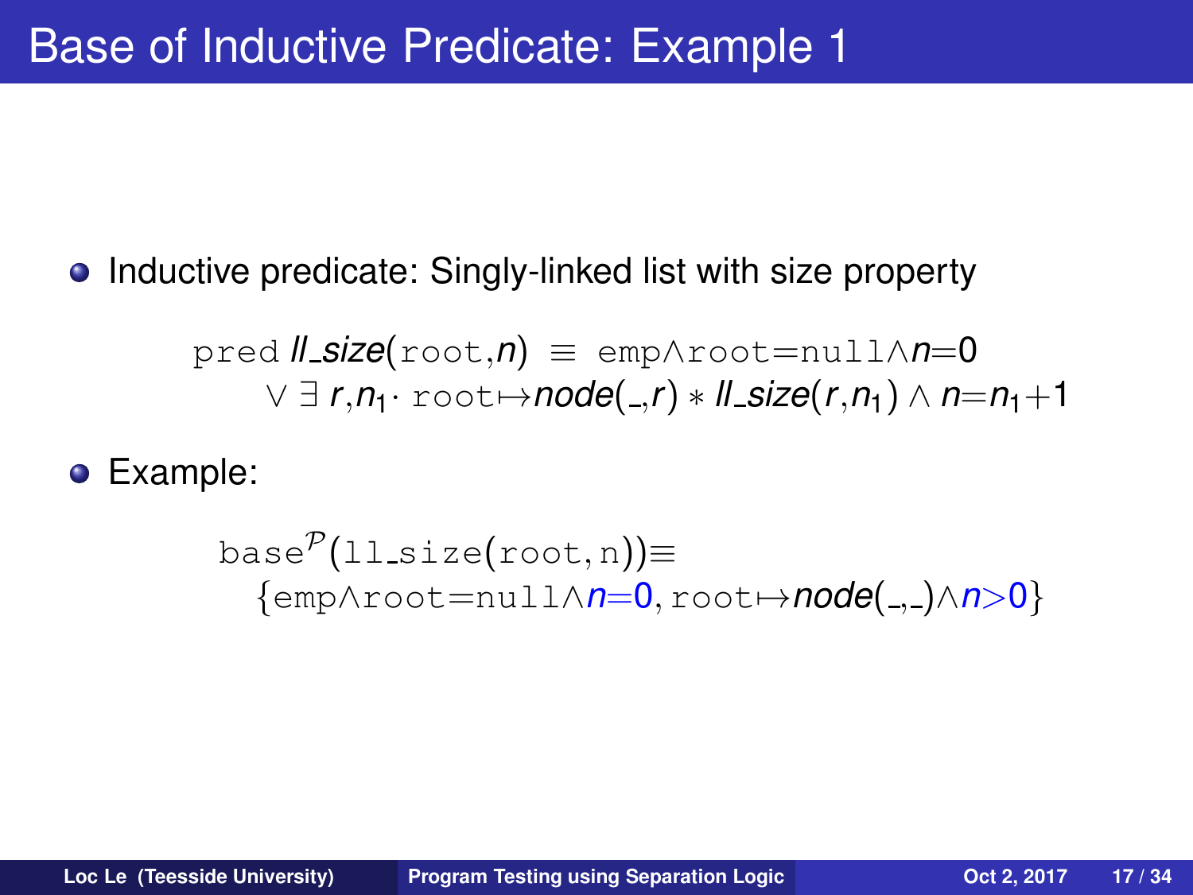# Base of Inductive Predicate: Example 1

- Inductive predicate: Singly-linked list with size property

$$\texttt{pred}\ \mathit{ll\_size}(\texttt{root},n)\ \equiv\ \texttt{emp}\wedge\texttt{root}{=}\texttt{null}\wedge n{=}0$$
$$\vee\ \exists\ r,n_1\cdot\ \texttt{root}{\mapsto}\mathit{node}(\_,r) * \mathit{ll\_size}(r,n_1) \wedge n{=}n_1{+}1$$

- Example:

$$\texttt{base}^{\mathcal{P}}(\texttt{ll\_size}(\texttt{root},\texttt{n})){\equiv}$$
$$\{\texttt{emp}\wedge\texttt{root}{=}\texttt{null}\wedge n{=}0,\ \texttt{root}{\mapsto}\mathit{node}(\_,\_)\wedge n{>}0\}$$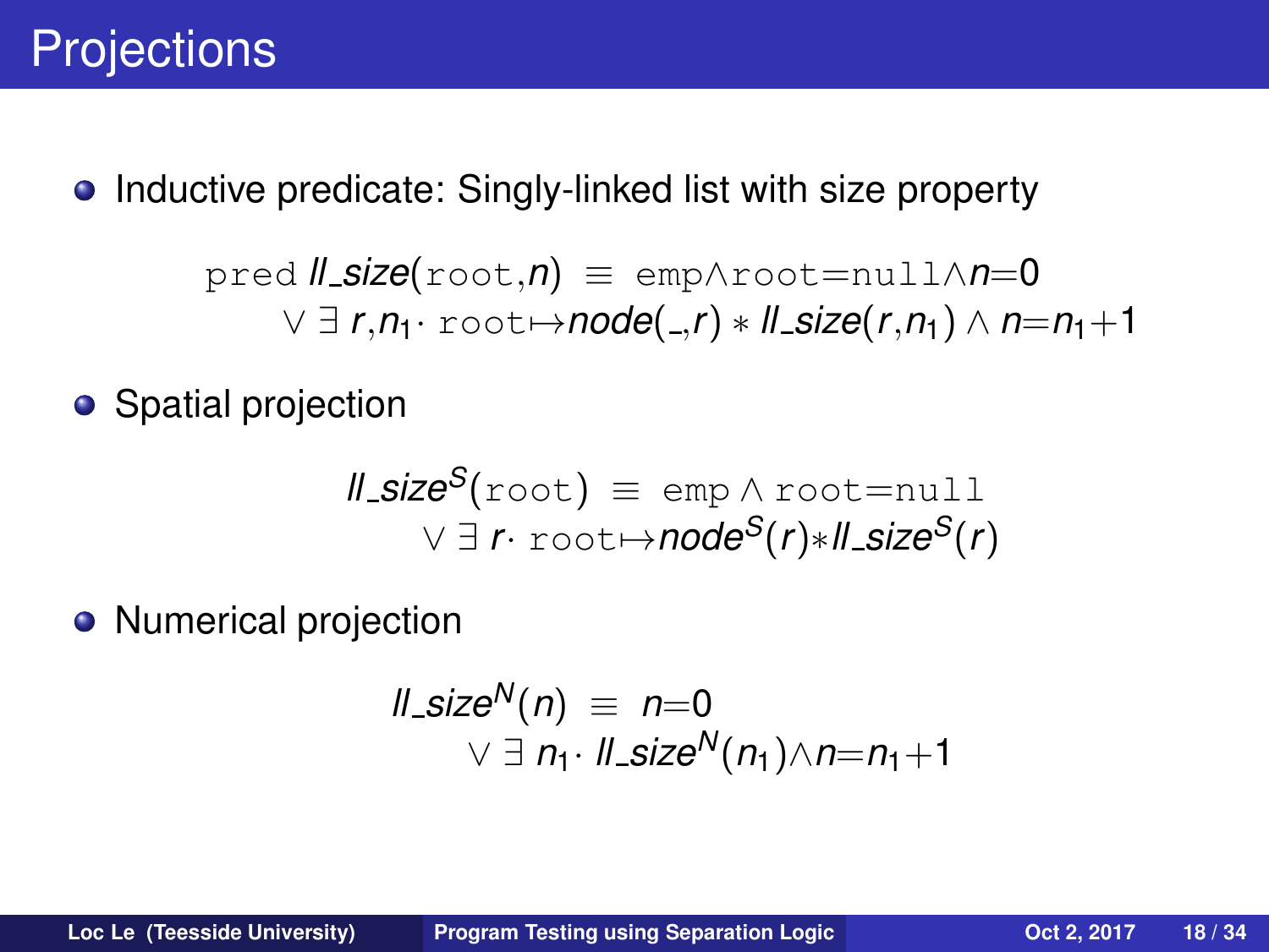# Projections

- Inductive predicate: Singly-linked list with size property

$$\texttt{pred}\ \mathit{ll\_size}(\texttt{root},n) \ \equiv\ \texttt{emp}\wedge\texttt{root}{=}\texttt{null}\wedge n{=}0$$
$$\vee\ \exists\ r,n_1\cdot\ \texttt{root}{\mapsto}\mathit{node}(\_,r) * \mathit{ll\_size}(r,n_1) \wedge n{=}n_1{+}1$$

- Spatial projection

$$\mathit{ll\_size}^S(\texttt{root}) \ \equiv\ \texttt{emp} \wedge \texttt{root}{=}\texttt{null}$$
$$\vee\ \exists\ r\cdot\ \texttt{root}{\mapsto}\mathit{node}^S(r){*}\mathit{ll\_size}^S(r)$$

- Numerical projection

$$\mathit{ll\_size}^N(n) \ \equiv\ n{=}0$$
$$\vee\ \exists\ n_1\cdot\ \mathit{ll\_size}^N(n_1){\wedge}n{=}n_1{+}1$$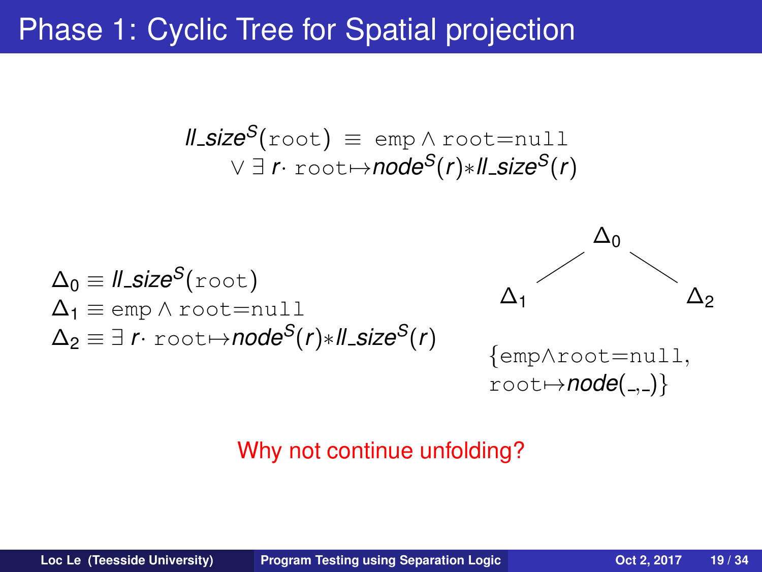# Phase 1: Cyclic Tree for Spatial projection

$$
\begin{aligned}
ll\_size^S(\texttt{root}) \equiv\ & \texttt{emp} \wedge \texttt{root}{=}\texttt{null} \\
& \vee \exists\, r \cdot \texttt{root} {\mapsto} \mathbf{node}^S(r) {*} ll\_size^S(r)
\end{aligned}
$$

$\Delta_0 \equiv ll\_size^S(\texttt{root})$

$\Delta_1 \equiv \texttt{emp} \wedge \texttt{root}{=}\texttt{null}$

$\Delta_2 \equiv \exists\, r \cdot \texttt{root} {\mapsto} \mathbf{node}^S(r) {*} ll\_size^S(r)$

Tree: $\Delta_0$ with children $\Delta_1$ and $\Delta_2$

$\{\texttt{emp} {\wedge} \texttt{root}{=}\texttt{null},$
$\texttt{root} {\mapsto} \mathbf{node}(\_,\_)\}$

Why not continue unfolding?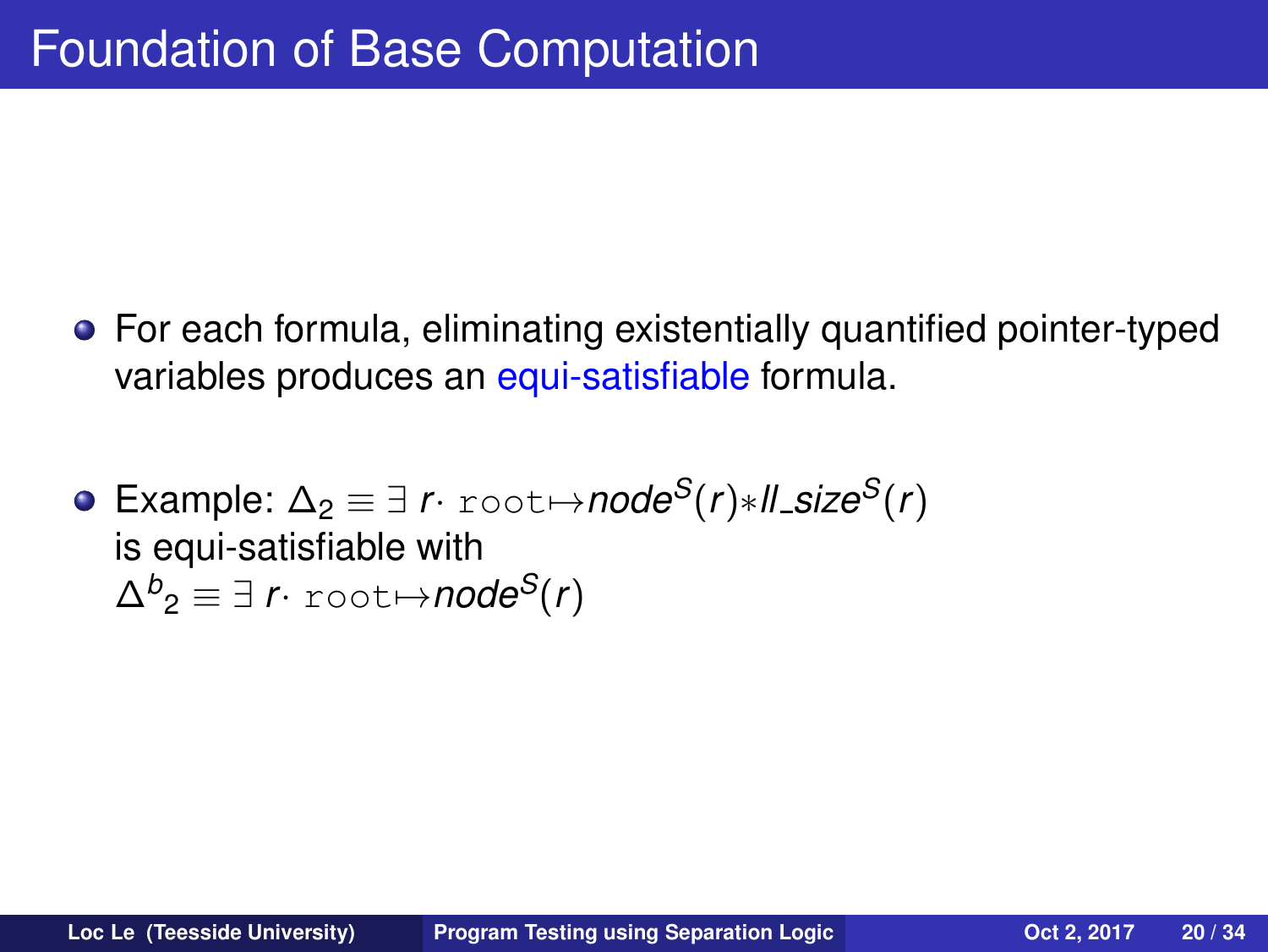# Foundation of Base Computation

- For each formula, eliminating existentially quantified pointer-typed variables produces an equi-satisfiable formula.

- Example: $\Delta_2 \equiv \exists\, r \cdot \texttt{root} {\mapsto} \textit{node}^S(r) {*} \textit{ll\_size}^S(r)$
  is equi-satisfiable with
  $\Delta^b{}_2 \equiv \exists\, r \cdot \texttt{root} {\mapsto} \textit{node}^S(r)$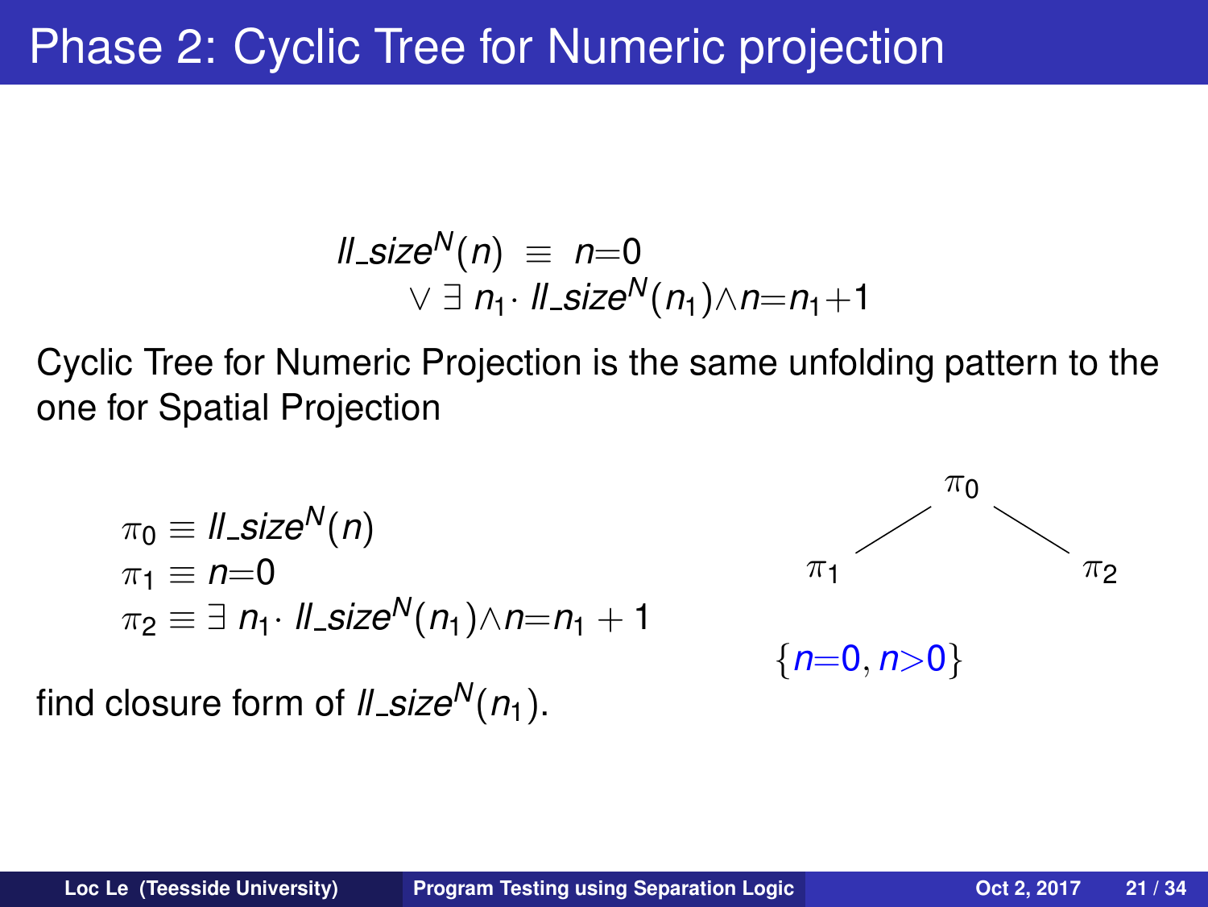# Phase 2: Cyclic Tree for Numeric projection

$$
\begin{aligned}
\mathit{ll\_size}^N(n) \;\equiv\;& n{=}0 \\
& \vee \exists\, n_1 \cdot \mathit{ll\_size}^N(n_1) \wedge n{=}n_1{+}1
\end{aligned}
$$

Cyclic Tree for Numeric Projection is the same unfolding pattern to the one for Spatial Projection

$$
\begin{aligned}
\pi_0 &\equiv \mathit{ll\_size}^N(n) \\
\pi_1 &\equiv n{=}0 \\
\pi_2 &\equiv \exists\, n_1 \cdot \mathit{ll\_size}^N(n_1) \wedge n{=}n_1 + 1
\end{aligned}
$$

- $\pi_0$
  - $\pi_1$
  - $\pi_2$

$\{n{=}0, n{>}0\}$

find closure form of $\mathit{ll\_size}^N(n_1)$.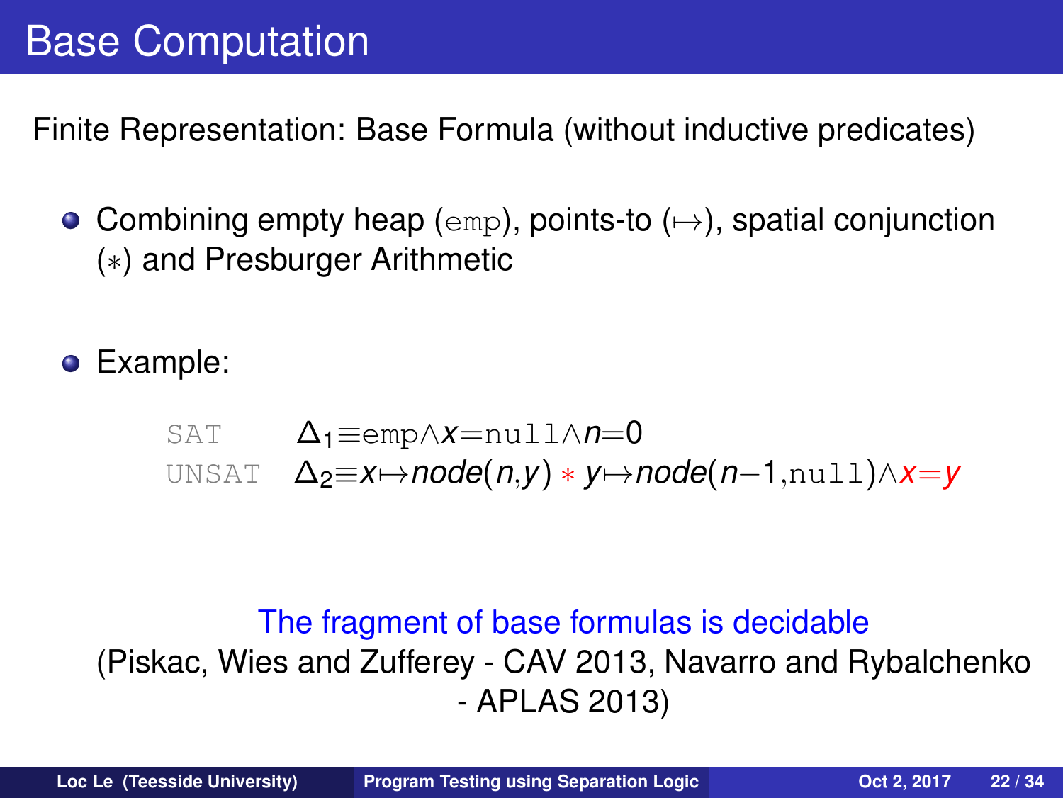# Base Computation

Finite Representation: Base Formula (without inductive predicates)

- Combining empty heap ($\texttt{emp}$), points-to ($\mapsto$), spatial conjunction ($*$) and Presburger Arithmetic

- Example:

SAT $\Delta_1 \equiv \texttt{emp} \land x = \texttt{null} \land n = 0$

UNSAT $\Delta_2 \equiv x \mapsto node(n, y) * y \mapsto node(n-1, \texttt{null}) \land x = y$

The fragment of base formulas is decidable

(Piskac, Wies and Zufferey - CAV 2013, Navarro and Rybalchenko - APLAS 2013)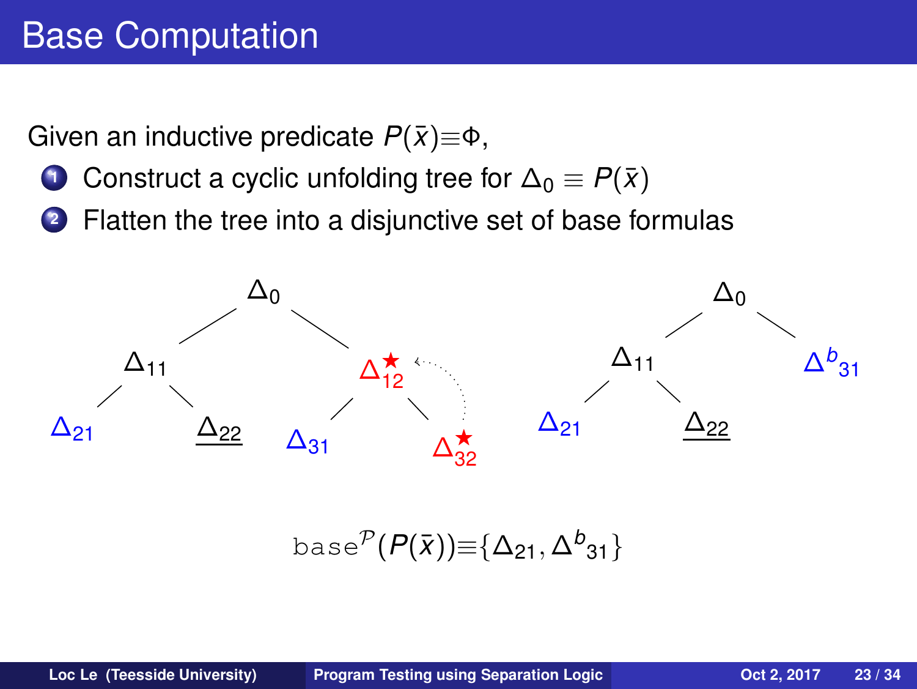# Base Computation

Given an inductive predicate $P(\bar{x}) \equiv \Phi$,

1. Construct a cyclic unfolding tree for $\Delta_0 \equiv P(\bar{x})$
2. Flatten the tree into a disjunctive set of base formulas

$\Delta_0$ — $\Delta_{11}$, $\Delta_{12}^{\star}$; $\Delta_{11}$ — $\Delta_{21}$, $\underline{\Delta_{22}}$; $\Delta_{12}^{\star}$ — $\Delta_{31}$, $\Delta_{32}^{\star}$

$\Delta_0$ — $\Delta_{11}$, $\Delta^{b}{}_{31}$; $\Delta_{11}$ — $\Delta_{21}$, $\underline{\Delta_{22}}$

$$\texttt{base}^{\mathcal{P}}(P(\bar{x})) \equiv \{\Delta_{21}, \Delta^{b}{}_{31}\}$$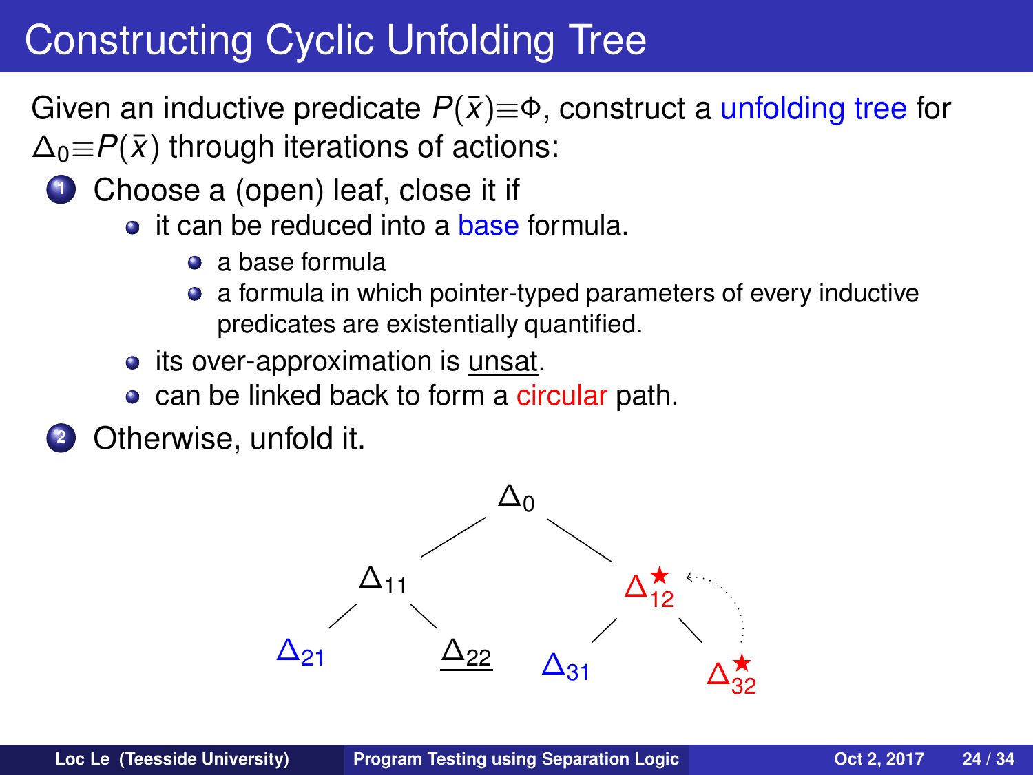# Constructing Cyclic Unfolding Tree

Given an inductive predicate $P(\bar{x}) \equiv \Phi$, construct a unfolding tree for $\Delta_0 \equiv P(\bar{x})$ through iterations of actions:

1. Choose a (open) leaf, close it if
   - it can be reduced into a base formula.
     - a base formula
     - a formula in which pointer-typed parameters of every inductive predicates are existentially quantified.
   - its over-approximation is unsat.
   - can be linked back to form a circular path.
2. Otherwise, unfold it.

$\Delta_0$

$\Delta_{11}$ $\quad$ $\Delta_{12}^{\star}$

$\Delta_{21}$ $\quad$ $\underline{\Delta_{22}}$ $\quad$ $\Delta_{31}$ $\quad$ $\Delta_{32}^{\star}$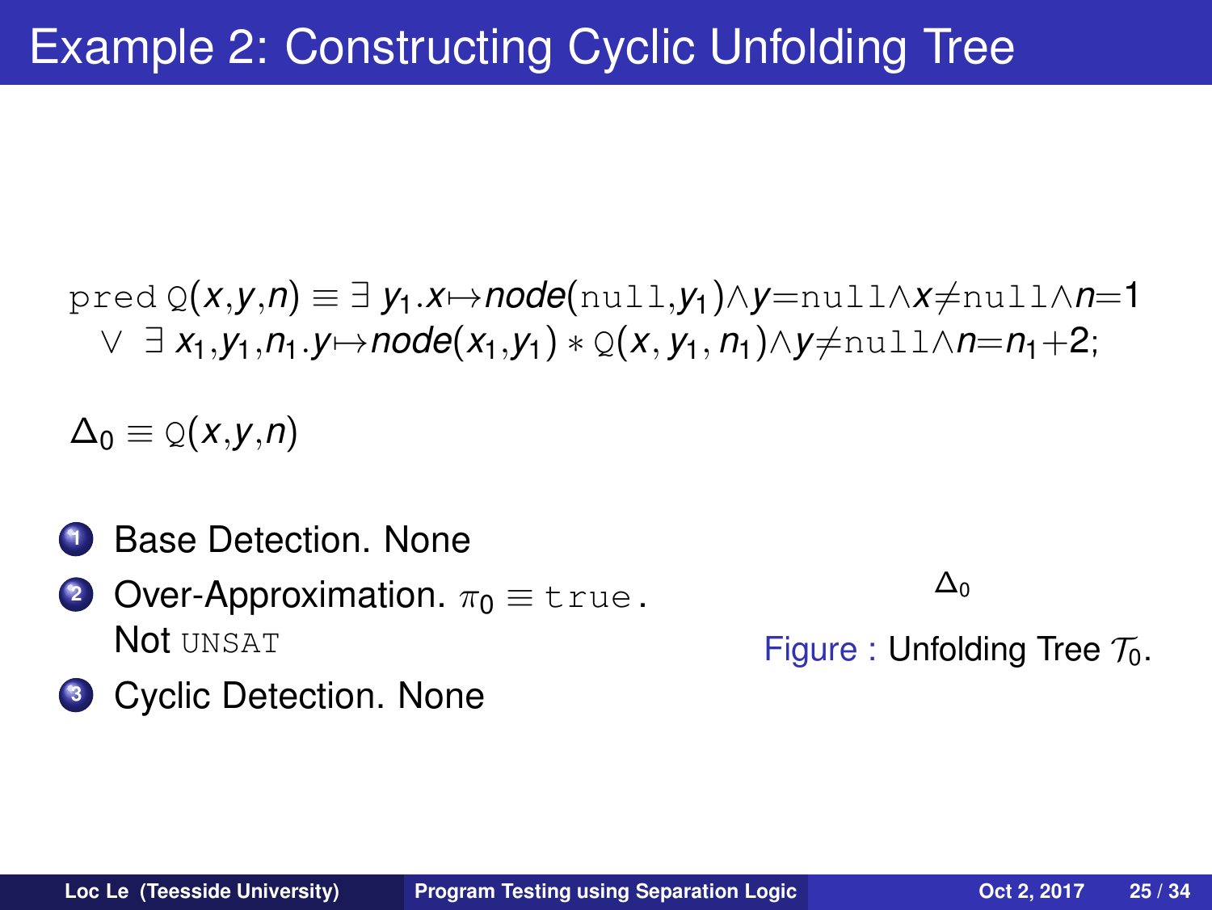# Example 2: Constructing Cyclic Unfolding Tree

$$\texttt{pred}\ \texttt{Q}(x,y,n) \equiv \exists\, y_1.x{\mapsto}node(\texttt{null},y_1){\wedge}y{=}\texttt{null}{\wedge}x{\neq}\texttt{null}{\wedge}n{=}1$$
$$\vee\ \exists\, x_1,y_1,n_1.y{\mapsto}node(x_1,y_1) * \texttt{Q}(x,y_1,n_1){\wedge}y{\neq}\texttt{null}{\wedge}n{=}n_1{+}2;$$

$\Delta_0 \equiv \texttt{Q}(x,y,n)$

1. Base Detection. None
2. Over-Approximation. $\pi_0 \equiv \texttt{true}$.
   Not UNSAT
3. Cyclic Detection. None

$\Delta_0$

Figure : Unfolding Tree $\mathcal{T}_0$.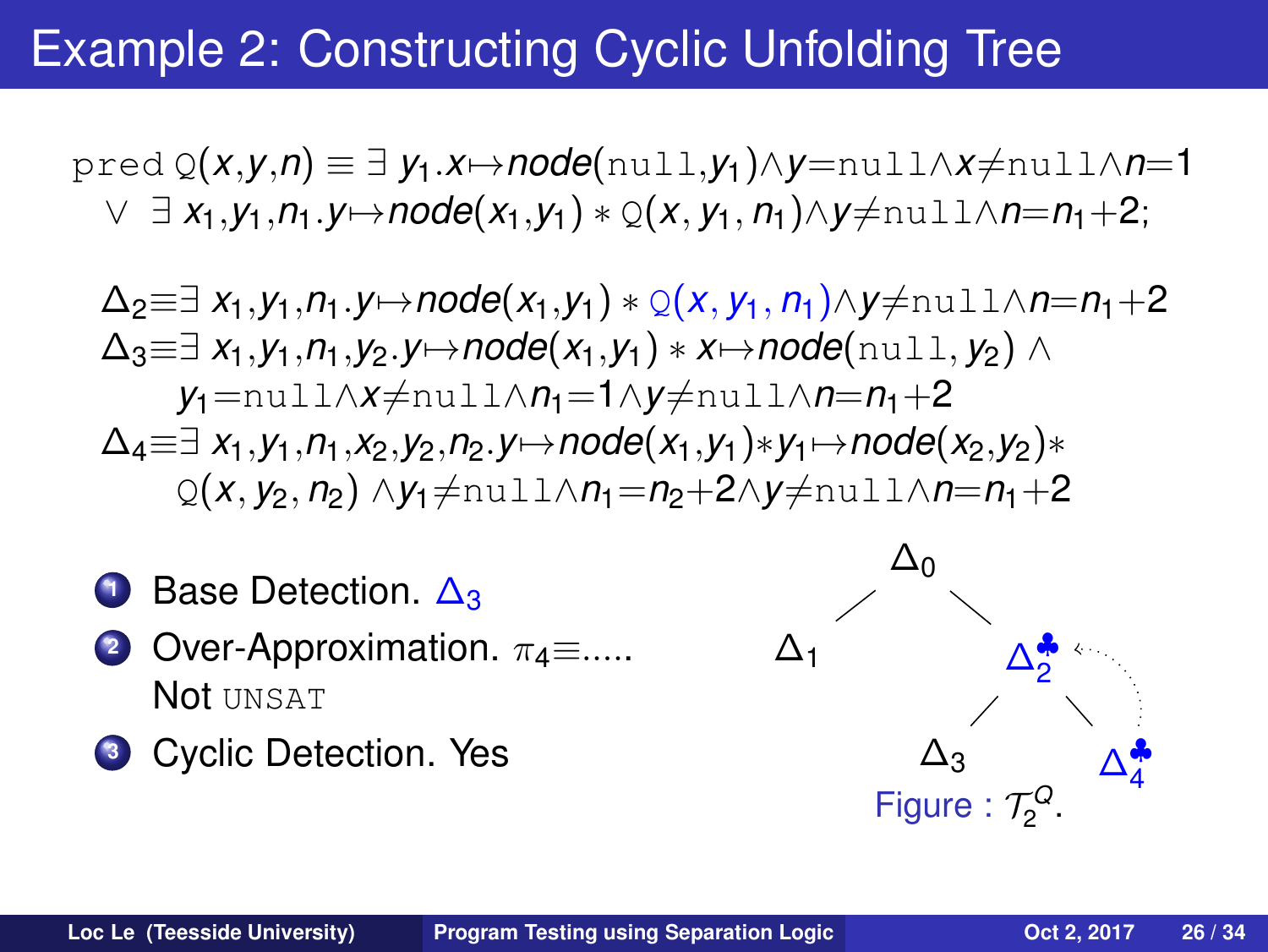# Example 2: Constructing Cyclic Unfolding Tree

$$\texttt{pred}\ \texttt{Q}(x,y,n) \equiv \exists\, y_1.x{\mapsto}node(\texttt{null},y_1){\wedge}y{=}\texttt{null}{\wedge}x{\neq}\texttt{null}{\wedge}n{=}1$$
$$\vee\ \exists\, x_1,y_1,n_1.y{\mapsto}node(x_1,y_1) * \texttt{Q}(x,y_1,n_1){\wedge}y{\neq}\texttt{null}{\wedge}n{=}n_1{+}2;$$

$$\Delta_2{\equiv}\exists\, x_1,y_1,n_1.y{\mapsto}node(x_1,y_1) * \texttt{Q}(x,y_1,n_1){\wedge}y{\neq}\texttt{null}{\wedge}n{=}n_1{+}2$$

$$\Delta_3{\equiv}\exists\, x_1,y_1,n_1,y_2.y{\mapsto}node(x_1,y_1) * x{\mapsto}node(\texttt{null},y_2) \wedge$$
$$y_1{=}\texttt{null}{\wedge}x{\neq}\texttt{null}{\wedge}n_1{=}1{\wedge}y{\neq}\texttt{null}{\wedge}n{=}n_1{+}2$$

$$\Delta_4{\equiv}\exists\, x_1,y_1,n_1,x_2,y_2,n_2.y{\mapsto}node(x_1,y_1){*}y_1{\mapsto}node(x_2,y_2){*}$$
$$\texttt{Q}(x,y_2,n_2)\wedge y_1{\neq}\texttt{null}{\wedge}n_1{=}n_2{+}2{\wedge}y{\neq}\texttt{null}{\wedge}n{=}n_1{+}2$$

1. Base Detection. $\Delta_3$
2. Over-Approximation. $\pi_4\equiv$.....
   Not UNSAT
3. Cyclic Detection. Yes

Tree: $\Delta_0$ has children $\Delta_1$ and $\Delta_2^{\clubsuit}$; $\Delta_2^{\clubsuit}$ has children $\Delta_3$ and $\Delta_4^{\clubsuit}$ (with a back-link from $\Delta_4^{\clubsuit}$ to $\Delta_2^{\clubsuit}$).

Figure : $\mathcal{T}_2^Q$.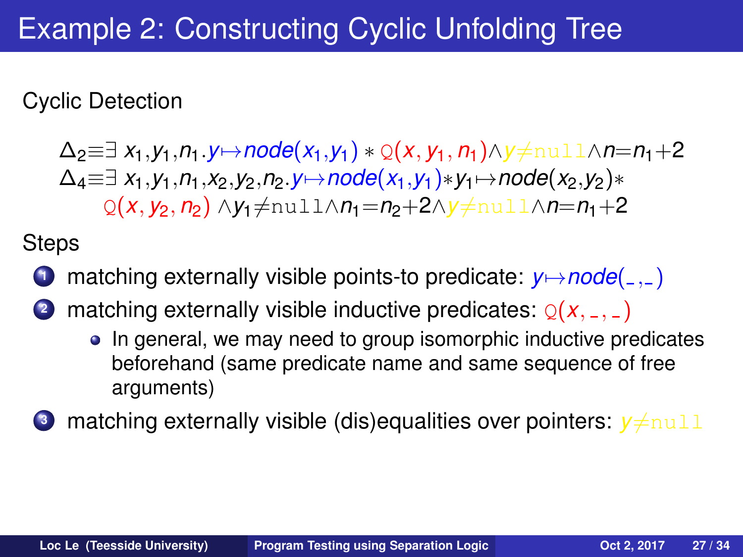# Example 2: Constructing Cyclic Unfolding Tree

Cyclic Detection

$$\Delta_2 \equiv \exists\, x_1, y_1, n_1 . y \mapsto node(x_1, y_1) * \mathtt{Q}(x, y_1, n_1) \wedge y \neq \mathtt{null} \wedge n = n_1 + 2$$

$$\Delta_4 \equiv \exists\, x_1, y_1, n_1, x_2, y_2, n_2 . y \mapsto node(x_1, y_1) * y_1 \mapsto node(x_2, y_2) * \mathtt{Q}(x, y_2, n_2) \wedge y_1 \neq \mathtt{null} \wedge n_1 = n_2 + 2 \wedge y \neq \mathtt{null} \wedge n = n_1 + 2$$

Steps

1. matching externally visible points-to predicate: $y \mapsto node(\_,\_)$
2. matching externally visible inductive predicates: $\mathtt{Q}(x, \_, \_)$
   - In general, we may need to group isomorphic inductive predicates beforehand (same predicate name and same sequence of free arguments)
3. matching externally visible (dis)equalities over pointers: $y \neq \mathtt{null}$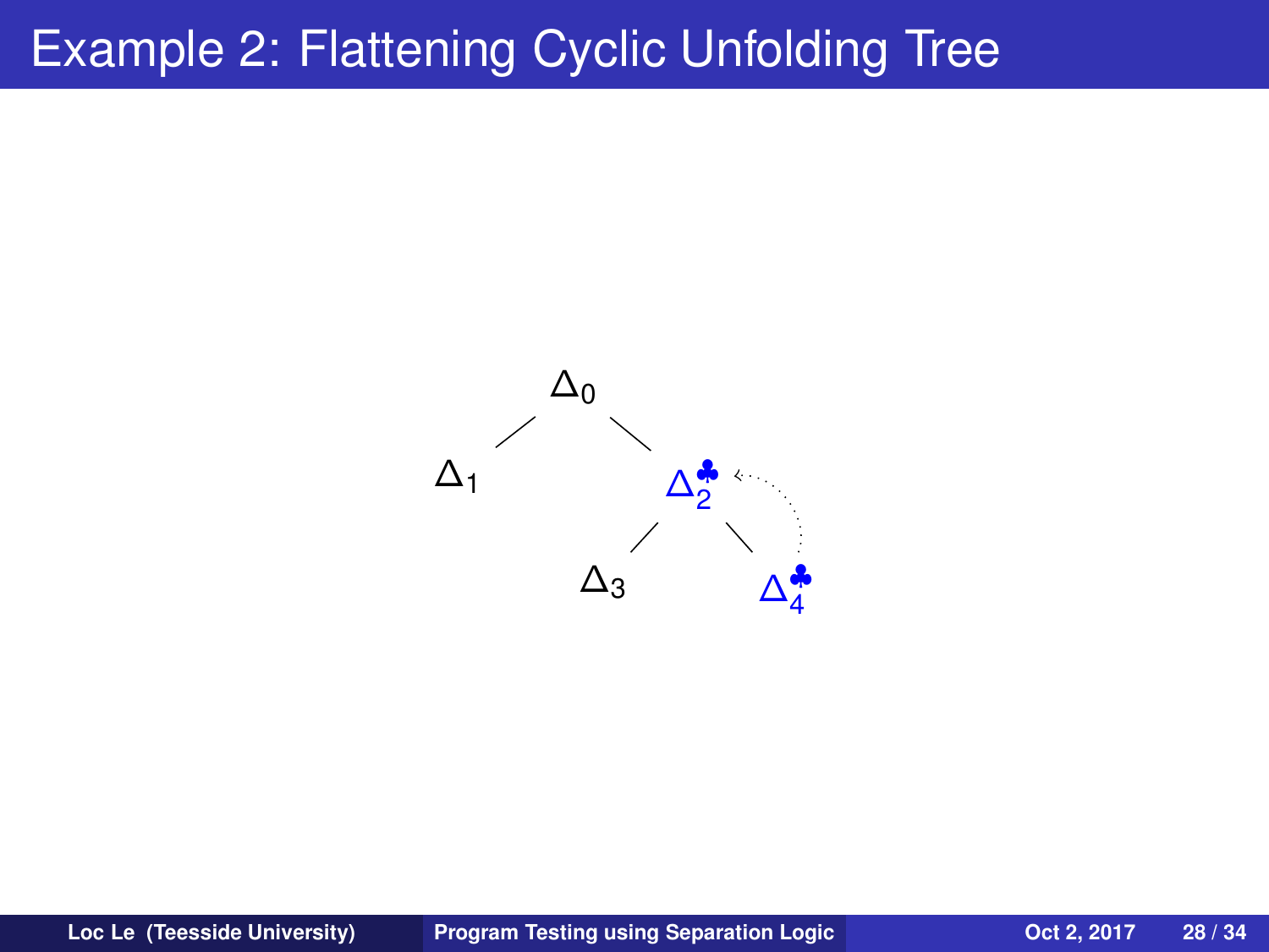# Example 2: Flattening Cyclic Unfolding Tree

$\Delta_0$

$\Delta_1$ $\Delta_2^{\clubsuit}$

$\Delta_3$ $\Delta_4^{\clubsuit}$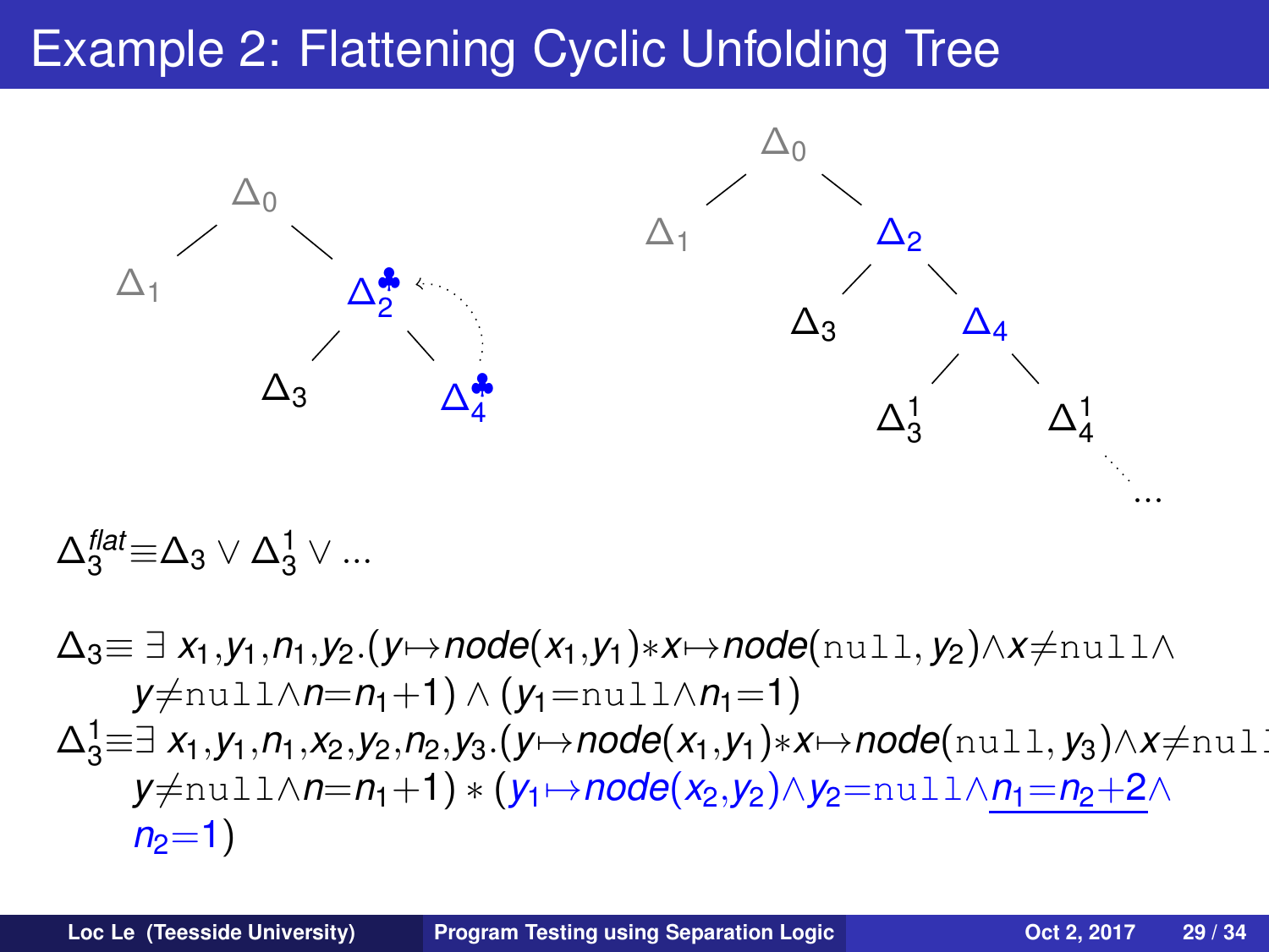# Example 2: Flattening Cyclic Unfolding Tree

$\Delta_0$ — children: $\Delta_1$, $\Delta_2^{\clubsuit}$; $\Delta_2^{\clubsuit}$ — children: $\Delta_3$, $\Delta_4^{\clubsuit}$ (back-link from $\Delta_4^{\clubsuit}$ to $\Delta_2^{\clubsuit}$)

$\Delta_0$ — children: $\Delta_1$, $\Delta_2$; $\Delta_2$ — children: $\Delta_3$, $\Delta_4$; $\Delta_4$ — children: $\Delta_3^1$, $\Delta_4^1$ ...

$$\Delta_3^{flat} \equiv \Delta_3 \vee \Delta_3^1 \vee \ldots$$

$$\Delta_3 \equiv \exists\, x_1,y_1,n_1,y_2.(y{\mapsto}node(x_1,y_1) * x{\mapsto}node(\texttt{null}, y_2) \wedge x{\neq}\texttt{null} \wedge y{\neq}\texttt{null} \wedge n{=}n_1{+}1) \wedge (y_1{=}\texttt{null} \wedge n_1{=}1)$$

$$\Delta_3^1 \equiv \exists\, x_1,y_1,n_1,x_2,y_2,n_2,y_3.(y{\mapsto}node(x_1,y_1) * x{\mapsto}node(\texttt{null}, y_3) \wedge x{\neq}\texttt{null} \wedge y{\neq}\texttt{null} \wedge n{=}n_1{+}1) * (y_1{\mapsto}node(x_2,y_2) \wedge y_2{=}\texttt{null} \wedge \underline{n_1{=}n_2{+}2} \wedge n_2{=}1)$$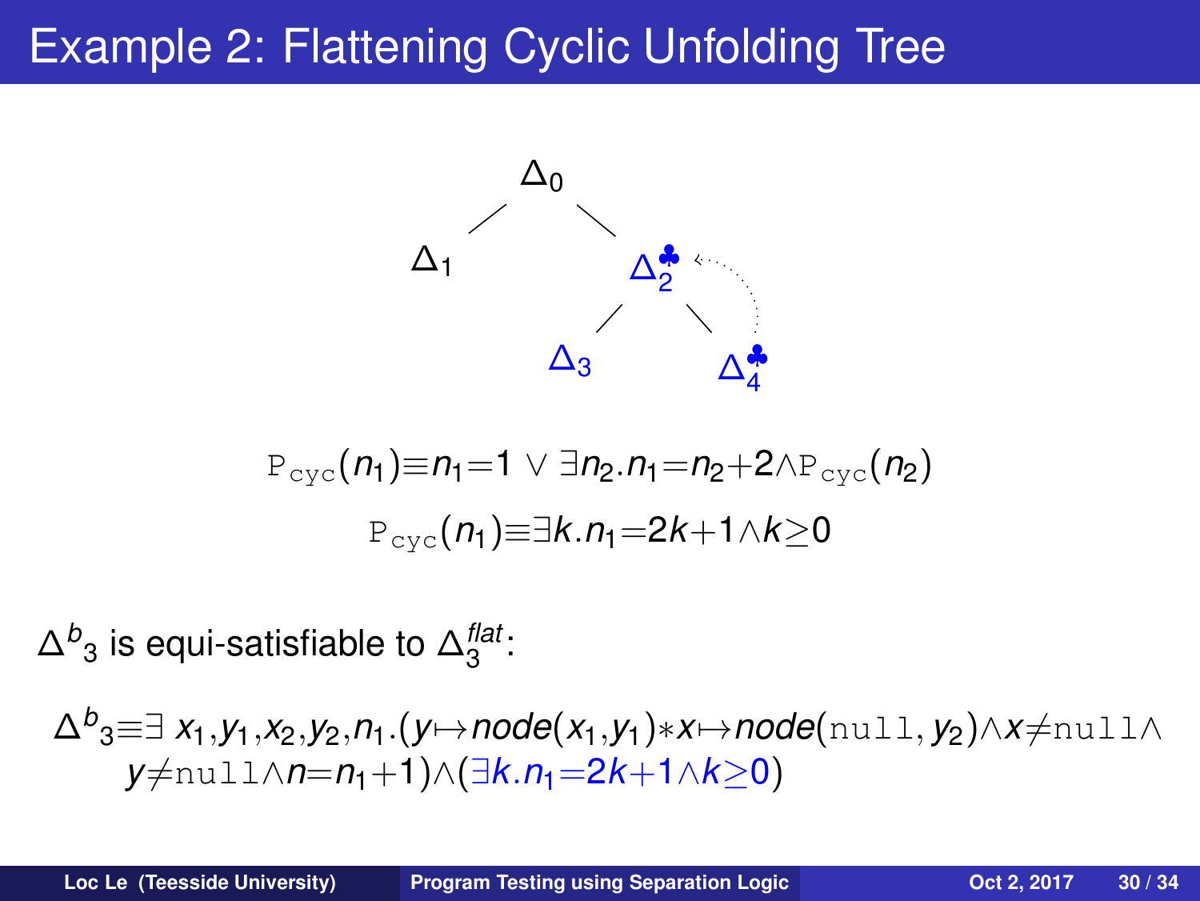# Example 2: Flattening Cyclic Unfolding Tree

$$\Delta_0$$

- $\Delta_1$
- $\Delta_2^\clubsuit$
  - $\Delta_3$
  - $\Delta_4^\clubsuit$ (back-link to $\Delta_2^\clubsuit$)

$$\mathtt{P}_{\mathtt{cyc}}(n_1) \equiv n_1{=}1 \vee \exists n_2. n_1{=}n_2{+}2 \wedge \mathtt{P}_{\mathtt{cyc}}(n_2)$$

$$\mathtt{P}_{\mathtt{cyc}}(n_1) \equiv \exists k. n_1{=}2k{+}1 \wedge k{\geq}0$$

$\Delta^b{}_3$ is equi-satisfiable to $\Delta_3^{flat}$:

$$\Delta^b{}_3 \equiv \exists\, x_1, y_1, x_2, y_2, n_1. (y {\mapsto} node(x_1, y_1) * x {\mapsto} node(\mathtt{null}, y_2) \wedge x {\neq} \mathtt{null} \wedge y {\neq} \mathtt{null} \wedge n{=}n_1{+}1) \wedge (\exists k. n_1{=}2k{+}1 \wedge k{\geq}0)$$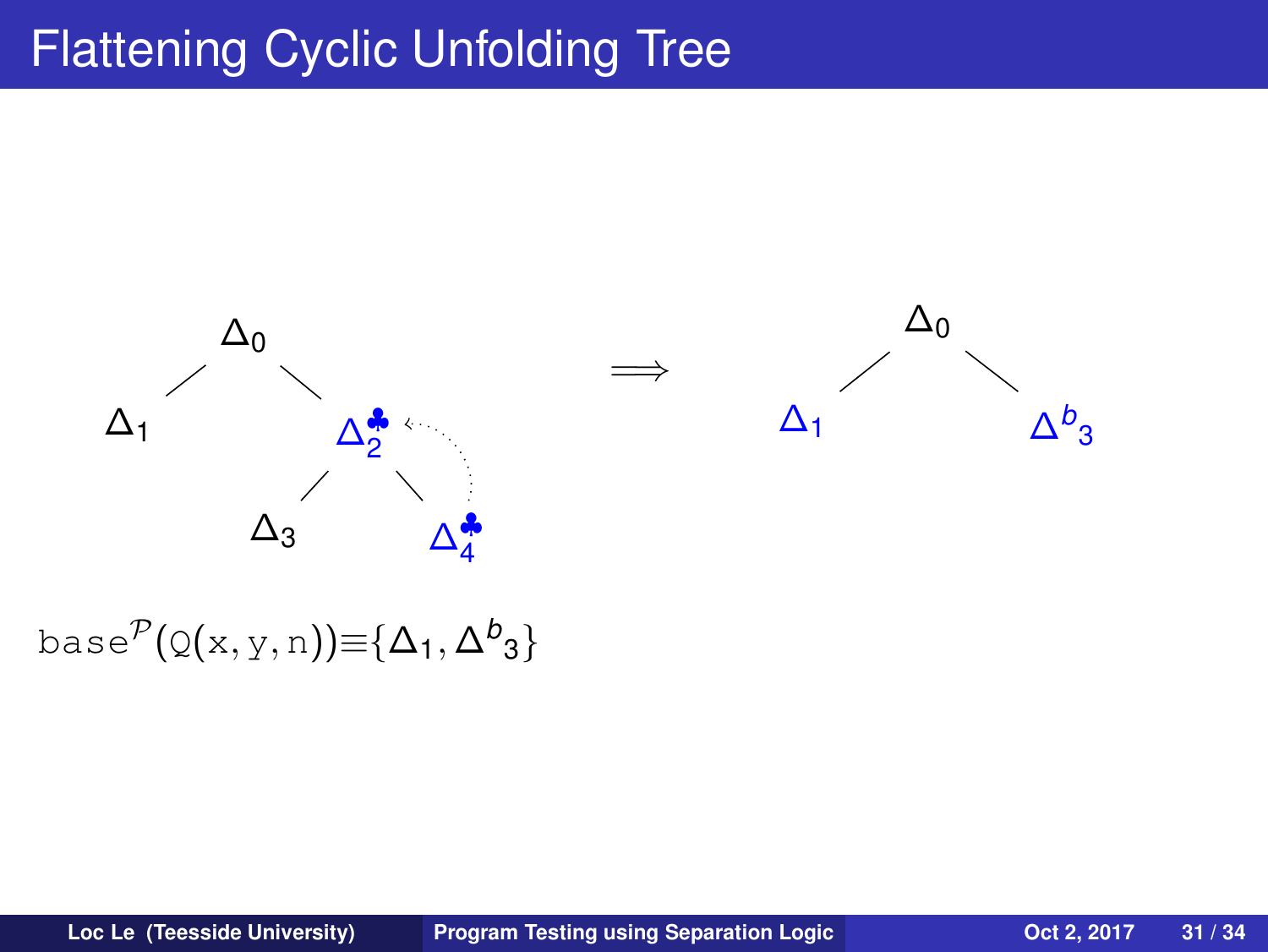# Flattening Cyclic Unfolding Tree

$\Delta_0$

$\Delta_1$ &nbsp;&nbsp;&nbsp; $\Delta_2^{\clubsuit}$

$\Delta_3$ &nbsp;&nbsp;&nbsp; $\Delta_4^{\clubsuit}$

$\Longrightarrow$

$\Delta_0$

$\Delta_1$ &nbsp;&nbsp;&nbsp; $\Delta^{b}{}_3$

$\mathtt{base}^{\mathcal{P}}(\mathtt{Q}(\mathtt{x}, \mathtt{y}, \mathtt{n})) \equiv \{\Delta_1, \Delta^{b}{}_3\}$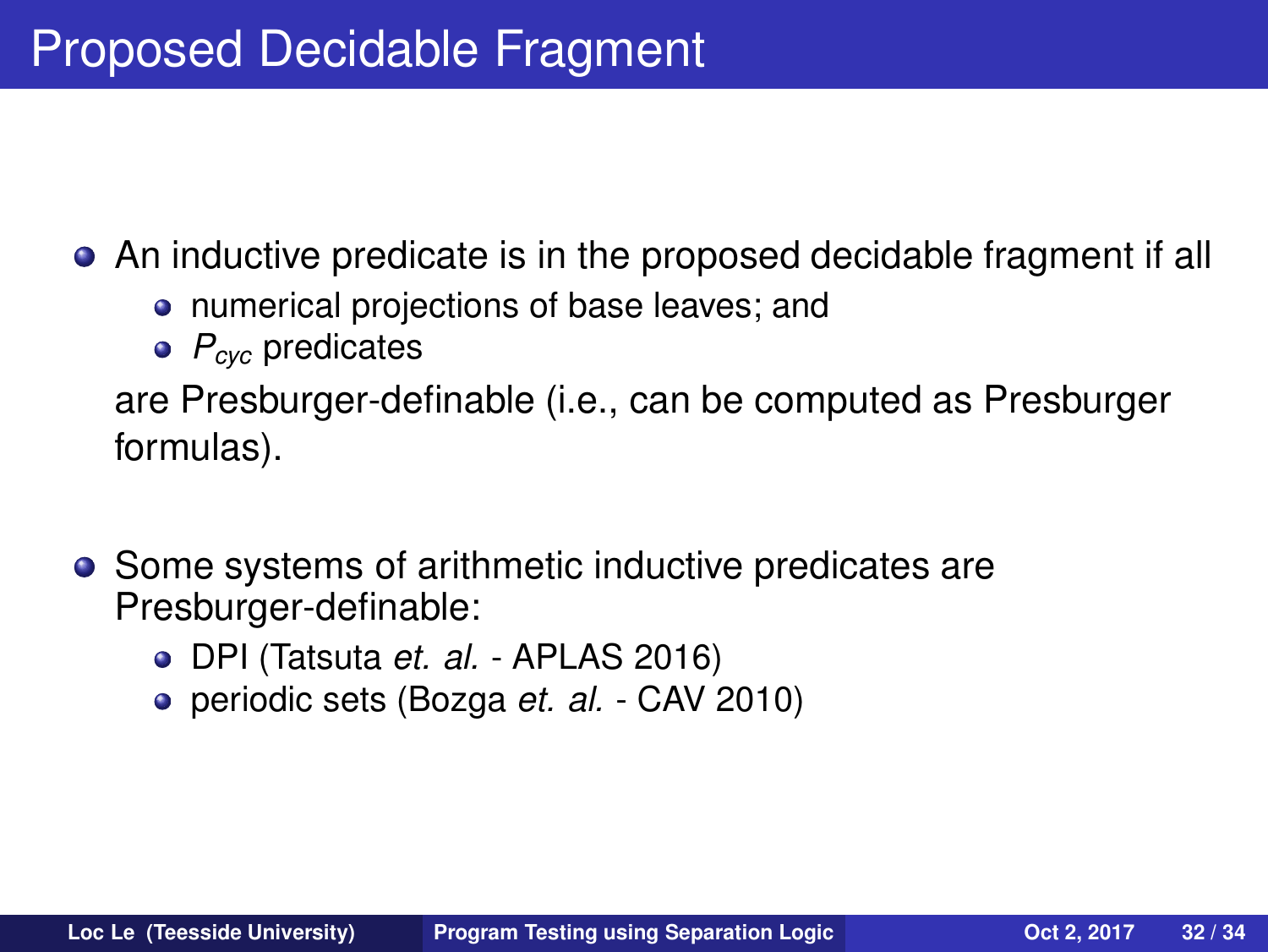# Proposed Decidable Fragment

- An inductive predicate is in the proposed decidable fragment if all
  - numerical projections of base leaves; and
  - $P_{cyc}$ predicates

  are Presburger-definable (i.e., can be computed as Presburger formulas).

- Some systems of arithmetic inductive predicates are Presburger-definable:
  - DPI (Tatsuta *et. al.* - APLAS 2016)
  - periodic sets (Bozga *et. al.* - CAV 2010)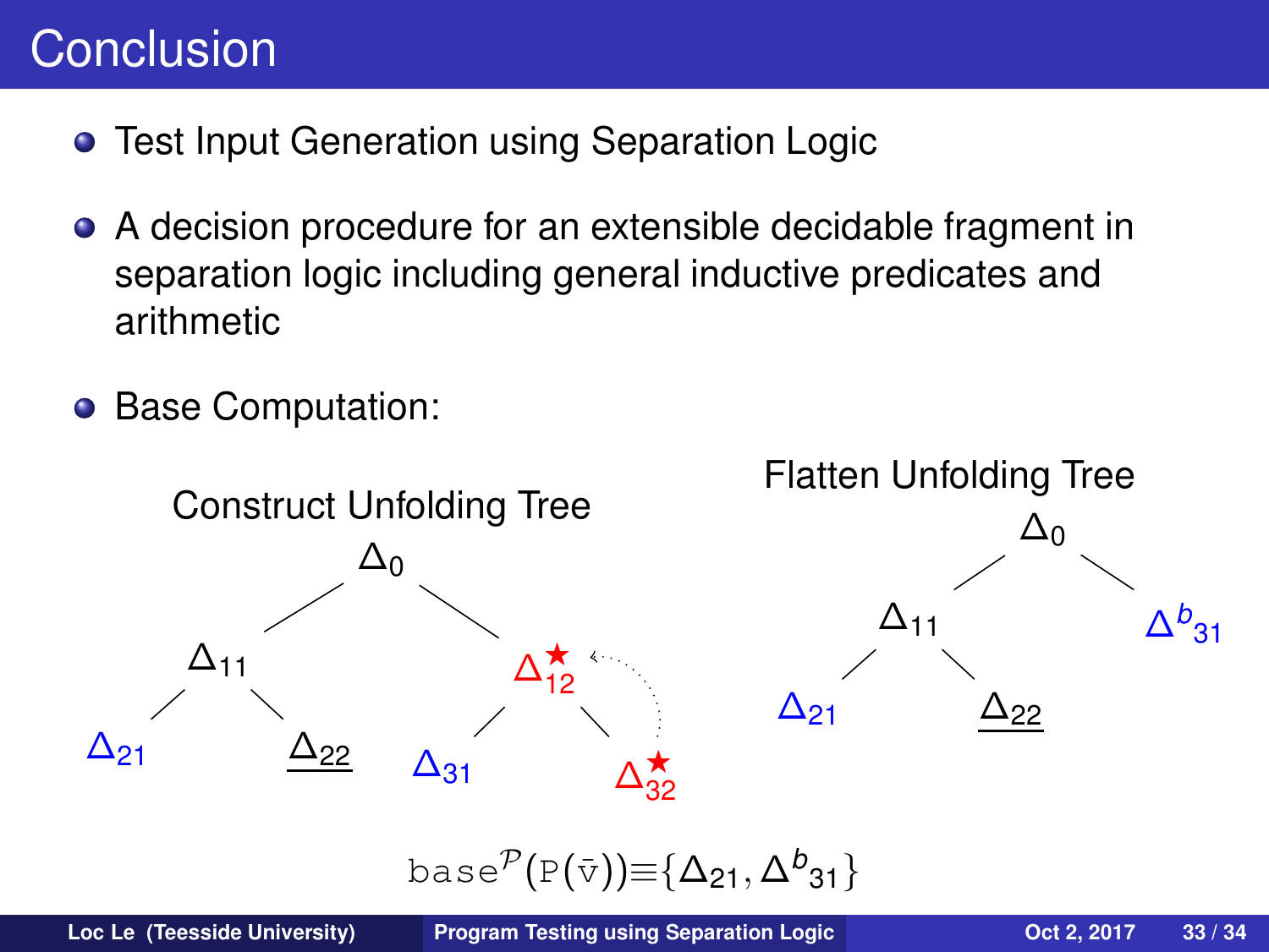# Conclusion

- Test Input Generation using Separation Logic
- A decision procedure for an extensible decidable fragment in separation logic including general inductive predicates and arithmetic
- Base Computation:

Construct Unfolding Tree

Flatten Unfolding Tree

$$\texttt{base}^{\mathcal{P}}(\texttt{P}(\bar{\texttt{v}})) \equiv \{\Delta_{21}, \Delta^{b}{}_{31}\}$$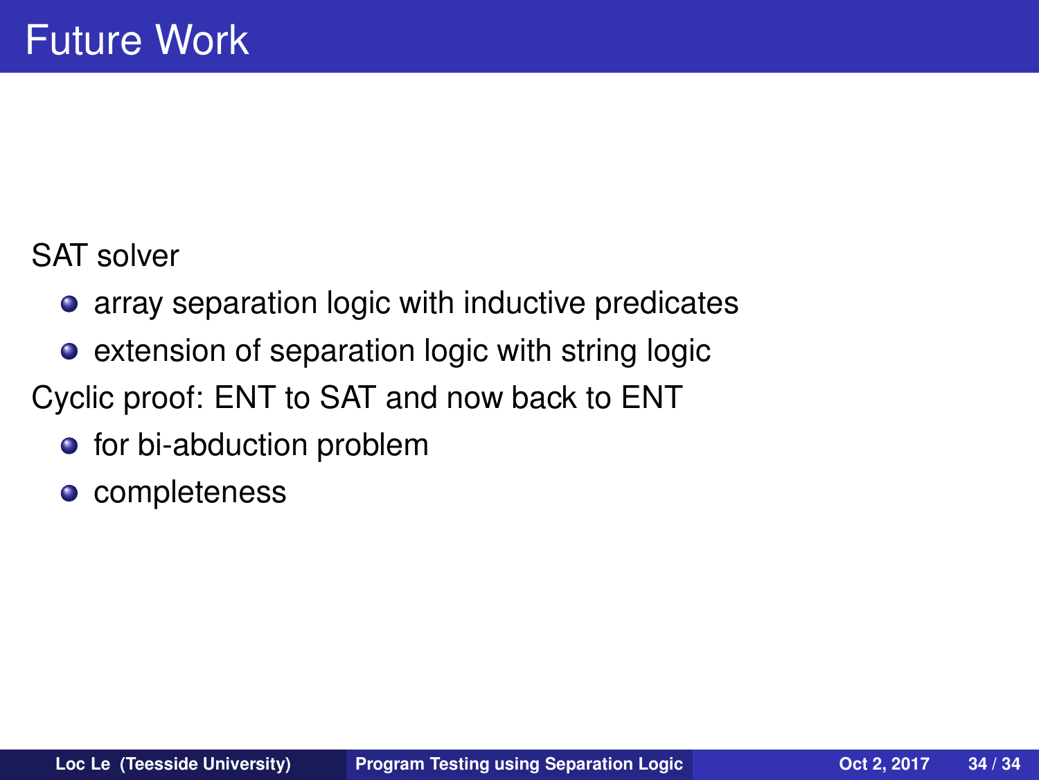# Future Work

SAT solver

- array separation logic with inductive predicates
- extension of separation logic with string logic

Cyclic proof: ENT to SAT and now back to ENT

- for bi-abduction problem
- completeness